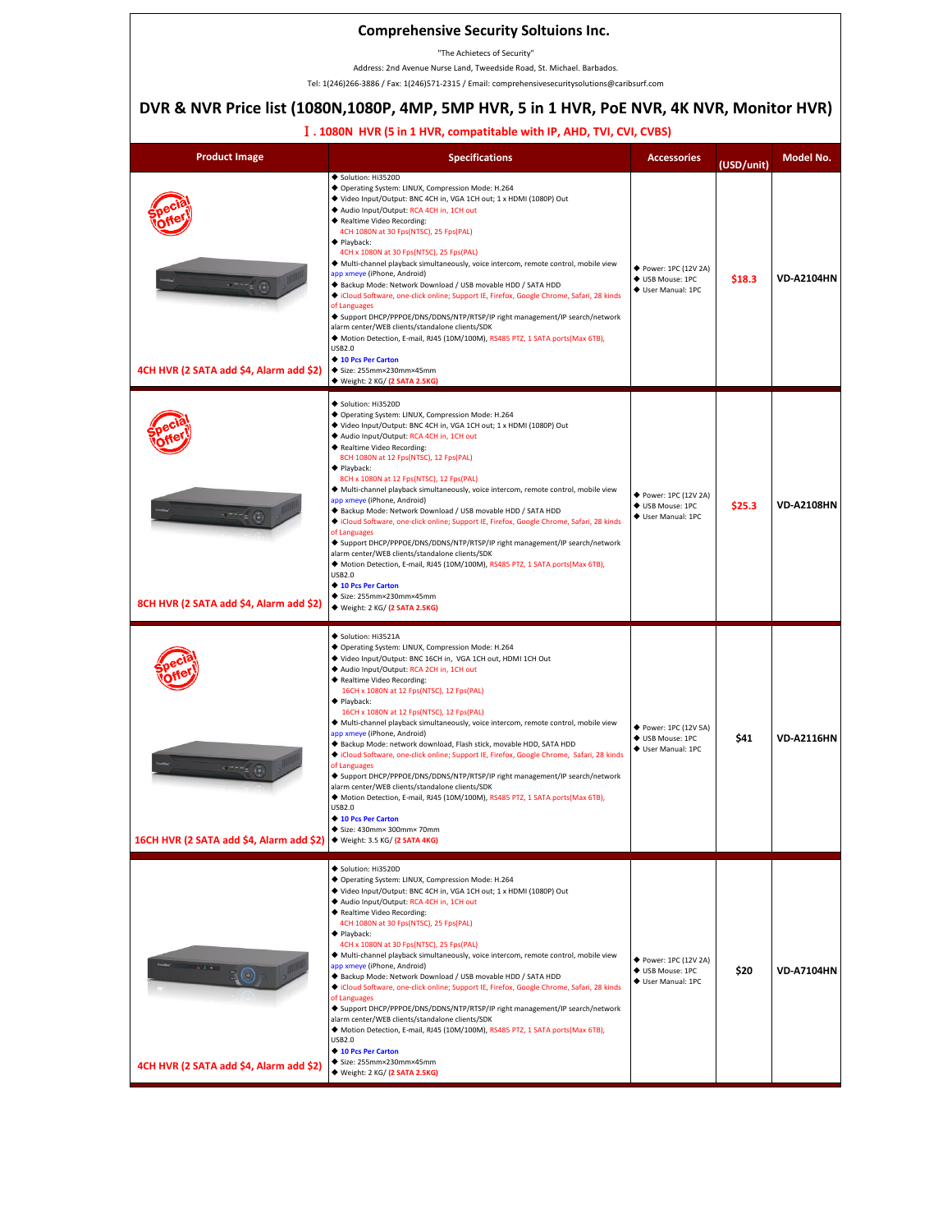# Comprehensive Security Soltuions Inc.

"The Achietecs of Security"

Address: 2nd Avenue Nurse Land, Tweedside Road, St. Michael. Barbados.

Tel: 1(246)266-3886 / Fax: 1(246)571-2315 / Email: comprehensivesecuritysolutions@caribsurf.com

## DVR & NVR Price list (1080N,1080P, 4MP, 5MP HVR, 5 in 1 HVR, PoE NVR, 4K NVR, Monitor HVR)

### Ⅰ. 1080N HVR (5 in 1 HVR, compatitable with IP, AHD, TVI, CVI, CVBS)

| Product Image | Specifications | Accessories | (USD/unit) | Model No. |
|---|---|---|---|---|
| Special Offer! 4CH HVR (2 SATA add $4, Alarm add $2) | ◆ Solution: Hi3520D<br>◆ Operating System: LINUX, Compression Mode: H.264<br>◆ Video Input/Output: BNC 4CH in, VGA 1CH out; 1 x HDMI (1080P) Out<br>◆ Audio Input/Output: RCA 4CH in, 1CH out<br>◆ Realtime Video Recording: 4CH 1080N at 30 Fps(NTSC), 25 Fps(PAL)<br>◆ Playback: 4CH x 1080N at 30 Fps(NTSC), 25 Fps(PAL)<br>◆ Multi-channel playback simultaneously, voice intercom, remote control, mobile view app xmeye (iPhone, Android)<br>◆ Backup Mode: Network Download / USB movable HDD / SATA HDD<br>◆ iCloud Software, one-click online; Support IE, Firefox, Google Chrome, Safari, 28 kinds of Languages<br>◆ Support DHCP/PPPOE/DNS/DDNS/NTP/RTSP/IP right management/IP search/network alarm center/WEB clients/standalone clients/SDK<br>◆ Motion Detection, E-mail, RJ45 (10M/100M), RS485 PTZ, 1 SATA ports(Max 6TB), USB2.0<br>◆ 10 Pcs Per Carton<br>◆ Size: 255mm×230mm×45mm<br>◆ Weight: 2 KG/ (2 SATA 2.5KG) | ◆ Power: 1PC (12V 2A)<br>◆ USB Mouse: 1PC<br>◆ User Manual: 1PC | $18.3 | VD-A2104HN |
| Special Offer! 8CH HVR (2 SATA add $4, Alarm add $2) | ◆ Solution: Hi3520D<br>◆ Operating System: LINUX, Compression Mode: H.264<br>◆ Video Input/Output: BNC 4CH in, VGA 1CH out; 1 x HDMI (1080P) Out<br>◆ Audio Input/Output: RCA 4CH in, 1CH out<br>◆ Realtime Video Recording: 8CH 1080N at 12 Fps(NTSC), 12 Fps(PAL)<br>◆ Playback: 8CH x 1080N at 12 Fps(NTSC), 12 Fps(PAL)<br>◆ Multi-channel playback simultaneously, voice intercom, remote control, mobile view app xmeye (iPhone, Android)<br>◆ Backup Mode: Network Download / USB movable HDD / SATA HDD<br>◆ iCloud Software, one-click online; Support IE, Firefox, Google Chrome, Safari, 28 kinds of Languages<br>◆ Support DHCP/PPPOE/DNS/DDNS/NTP/RTSP/IP right management/IP search/network alarm center/WEB clients/standalone clients/SDK<br>◆ Motion Detection, E-mail, RJ45 (10M/100M), RS485 PTZ, 1 SATA ports(Max 6TB), USB2.0<br>◆ 10 Pcs Per Carton<br>◆ Size: 255mm×230mm×45mm<br>◆ Weight: 2 KG/ (2 SATA 2.5KG) | ◆ Power: 1PC (12V 2A)<br>◆ USB Mouse: 1PC<br>◆ User Manual: 1PC | $25.3 | VD-A2108HN |
| Special Offer! 16CH HVR (2 SATA add $4, Alarm add $2) | ◆ Solution: Hi3521A<br>◆ Operating System: LINUX, Compression Mode: H.264<br>◆ Video Input/Output: BNC 16CH in, VGA 1CH out, HDMI 1CH Out<br>◆ Audio Input/Output: RCA 2CH in, 1CH out<br>◆ Realtime Video Recording: 16CH x 1080N at 12 Fps(NTSC), 12 Fps(PAL)<br>◆ Playback: 16CH x 1080N at 12 Fps(NTSC), 12 Fps(PAL)<br>◆ Multi-channel playback simultaneously, voice intercom, remote control, mobile view app xmeye (iPhone, Android)<br>◆ Backup Mode: network download, Flash stick, movable HDD, SATA HDD<br>◆ iCloud Software, one-click online; Support IE, Firefox, Google Chrome, Safari, 28 kinds of Languages<br>◆ Support DHCP/PPPOE/DNS/DDNS/NTP/RTSP/IP right management/IP search/network alarm center/WEB clients/standalone clients/SDK<br>◆ Motion Detection, E-mail, RJ45 (10M/100M), RS485 PTZ, 1 SATA ports(Max 6TB), USB2.0<br>◆ 10 Pcs Per Carton<br>◆ Size: 430mm× 300mm× 70mm<br>◆ Weight: 3.5 KG/ (2 SATA 4KG) | ◆ Power: 1PC (12V 5A)<br>◆ USB Mouse: 1PC<br>◆ User Manual: 1PC | $41 | VD-A2116HN |
| 4CH HVR (2 SATA add $4, Alarm add $2) | ◆ Solution: Hi3520D<br>◆ Operating System: LINUX, Compression Mode: H.264<br>◆ Video Input/Output: BNC 4CH in, VGA 1CH out; 1 x HDMI (1080P) Out<br>◆ Audio Input/Output: RCA 4CH in, 1CH out<br>◆ Realtime Video Recording: 4CH 1080N at 30 Fps(NTSC), 25 Fps(PAL)<br>◆ Playback: 4CH x 1080N at 30 Fps(NTSC), 25 Fps(PAL)<br>◆ Multi-channel playback simultaneously, voice intercom, remote control, mobile view app xmeye (iPhone, Android)<br>◆ Backup Mode: Network Download / USB movable HDD / SATA HDD<br>◆ iCloud Software, one-click online; Support IE, Firefox, Google Chrome, Safari, 28 kinds of Languages<br>◆ Support DHCP/PPPOE/DNS/DDNS/NTP/RTSP/IP right management/IP search/network alarm center/WEB clients/standalone clients/SDK<br>◆ Motion Detection, E-mail, RJ45 (10M/100M), RS485 PTZ, 1 SATA ports(Max 6TB), USB2.0<br>◆ 10 Pcs Per Carton<br>◆ Size: 255mm×230mm×45mm<br>◆ Weight: 2 KG/ (2 SATA 2.5KG) | ◆ Power: 1PC (12V 2A)<br>◆ USB Mouse: 1PC<br>◆ User Manual: 1PC | $20 | VD-A7104HN |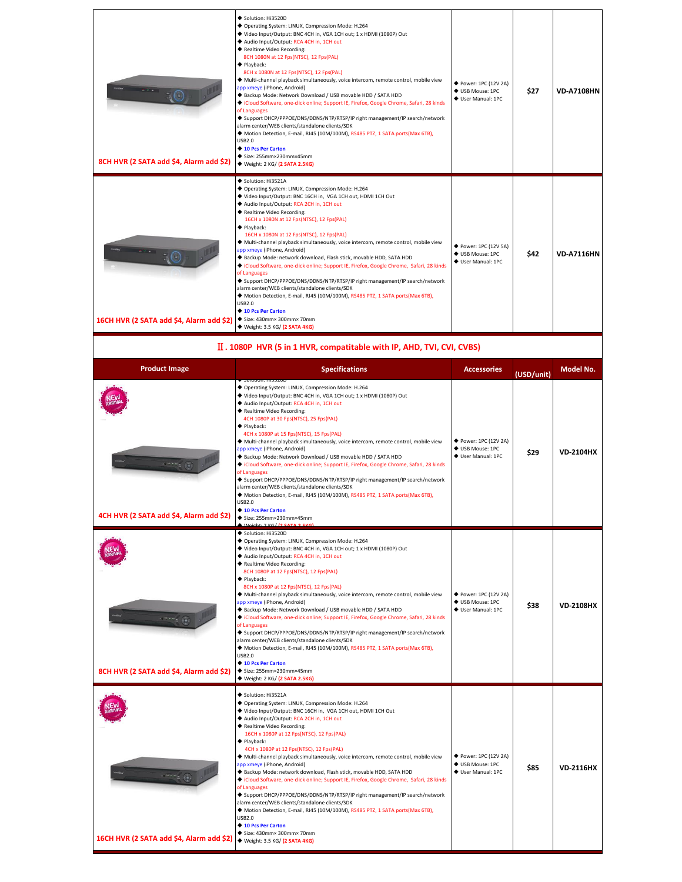| Product Image | Specifications | Accessories | (USD/unit) | Model No. |
|---|---|---|---|---|
| 8CH HVR (2 SATA add $4, Alarm add $2) | ◆ Solution: Hi3520D<br>◆ Operating System: LINUX, Compression Mode: H.264<br>◆ Video Input/Output: BNC 4CH in, VGA 1CH out; 1 x HDMI (1080P) Out<br>◆ Audio Input/Output: RCA 4CH in, 1CH out<br>◆ Realtime Video Recording:<br>8CH 1080N at 12 Fps(NTSC), 12 Fps(PAL)<br>◆ Playback:<br>8CH x 1080N at 12 Fps(NTSC), 12 Fps(PAL)<br>◆ Multi-channel playback simultaneously, voice intercom, remote control, mobile view app xmeye (iPhone, Android)<br>◆ Backup Mode: Network Download / USB movable HDD / SATA HDD<br>◆ iCloud Software, one-click online; Support IE, Firefox, Google Chrome, Safari, 28 kinds of Languages<br>◆ Support DHCP/PPPOE/DNS/DDNS/NTP/RTSP/IP right management/IP search/network alarm center/WEB clients/standalone clients/SDK<br>◆ Motion Detection, E-mail, RJ45 (10M/100M), RS485 PTZ, 1 SATA ports(Max 6TB), USB2.0<br>◆ 10 Pcs Per Carton<br>◆ Size: 255mm×230mm×45mm<br>◆ Weight: 2 KG/ (2 SATA 2.5KG) | ◆ Power: 1PC (12V 2A)<br>◆ USB Mouse: 1PC<br>◆ User Manual: 1PC | $27 | VD-A7108HN |
| 16CH HVR (2 SATA add $4, Alarm add $2) | ◆ Solution: Hi3521A<br>◆ Operating System: LINUX, Compression Mode: H.264<br>◆ Video Input/Output: BNC 16CH in, VGA 1CH out, HDMI 1CH Out<br>◆ Audio Input/Output: RCA 2CH in, 1CH out<br>◆ Realtime Video Recording:<br>16CH x 1080N at 12 Fps(NTSC), 12 Fps(PAL)<br>◆ Playback:<br>16CH x 1080N at 12 Fps(NTSC), 12 Fps(PAL)<br>◆ Multi-channel playback simultaneously, voice intercom, remote control, mobile view app xmeye (iPhone, Android)<br>◆ Backup Mode: network download, Flash stick, movable HDD, SATA HDD<br>◆ iCloud Software, one-click online; Support IE, Firefox, Google Chrome, Safari, 28 kinds of Languages<br>◆ Support DHCP/PPPOE/DNS/DDNS/NTP/RTSP/IP right management/IP search/network alarm center/WEB clients/standalone clients/SDK<br>◆ Motion Detection, E-mail, RJ45 (10M/100M), RS485 PTZ, 1 SATA ports(Max 6TB), USB2.0<br>◆ 10 Pcs Per Carton<br>◆ Size: 430mm× 300mm× 70mm<br>◆ Weight: 3.5 KG/ (2 SATA 4KG) | ◆ Power: 1PC (12V 5A)<br>◆ USB Mouse: 1PC<br>◆ User Manual: 1PC | $42 | VD-A7116HN |

## Ⅱ. 1080P HVR (5 in 1 HVR, compatitable with IP, AHD, TVI, CVI, CVBS)

| Product Image | Specifications | Accessories | (USD/unit) | Model No. |
|---|---|---|---|---|
| NEW ARRIVAL<br>4CH HVR (2 SATA add $4, Alarm add $2) | ◆ Solution: Hi3520D<br>◆ Operating System: LINUX, Compression Mode: H.264<br>◆ Video Input/Output: BNC 4CH in, VGA 1CH out; 1 x HDMI (1080P) Out<br>◆ Audio Input/Output: RCA 4CH in, 1CH out<br>◆ Realtime Video Recording:<br>4CH 1080P at 30 Fps(NTSC), 25 Fps(PAL)<br>◆ Playback:<br>4CH x 1080P at 15 Fps(NTSC), 15 Fps(PAL)<br>◆ Multi-channel playback simultaneously, voice intercom, remote control, mobile view app xmeye (iPhone, Android)<br>◆ Backup Mode: Network Download / USB movable HDD / SATA HDD<br>◆ iCloud Software, one-click online; Support IE, Firefox, Google Chrome, Safari, 28 kinds of Languages<br>◆ Support DHCP/PPPOE/DNS/DDNS/NTP/RTSP/IP right management/IP search/network alarm center/WEB clients/standalone clients/SDK<br>◆ Motion Detection, E-mail, RJ45 (10M/100M), RS485 PTZ, 1 SATA ports(Max 6TB), USB2.0<br>◆ 10 Pcs Per Carton<br>◆ Size: 255mm×230mm×45mm<br>◆ Weight: 2 KG/ (2 SATA 2.5KG) | ◆ Power: 1PC (12V 2A)<br>◆ USB Mouse: 1PC<br>◆ User Manual: 1PC | $29 | VD-2104HX |
| NEW ARRIVAL<br>8CH HVR (2 SATA add $4, Alarm add $2) | ◆ Solution: Hi3520D<br>◆ Operating System: LINUX, Compression Mode: H.264<br>◆ Video Input/Output: BNC 4CH in, VGA 1CH out; 1 x HDMI (1080P) Out<br>◆ Audio Input/Output: RCA 4CH in, 1CH out<br>◆ Realtime Video Recording:<br>8CH 1080P at 12 Fps(NTSC), 12 Fps(PAL)<br>◆ Playback:<br>8CH x 1080P at 12 Fps(NTSC), 12 Fps(PAL)<br>◆ Multi-channel playback simultaneously, voice intercom, remote control, mobile view app xmeye (iPhone, Android)<br>◆ Backup Mode: Network Download / USB movable HDD / SATA HDD<br>◆ iCloud Software, one-click online; Support IE, Firefox, Google Chrome, Safari, 28 kinds of Languages<br>◆ Support DHCP/PPPOE/DNS/DDNS/NTP/RTSP/IP right management/IP search/network alarm center/WEB clients/standalone clients/SDK<br>◆ Motion Detection, E-mail, RJ45 (10M/100M), RS485 PTZ, 1 SATA ports(Max 6TB), USB2.0<br>◆ 10 Pcs Per Carton<br>◆ Size: 255mm×230mm×45mm<br>◆ Weight: 2 KG/ (2 SATA 2.5KG) | ◆ Power: 1PC (12V 2A)<br>◆ USB Mouse: 1PC<br>◆ User Manual: 1PC | $38 | VD-2108HX |
| NEW ARRIVAL<br>16CH HVR (2 SATA add $4, Alarm add $2) | ◆ Solution: Hi3521A<br>◆ Operating System: LINUX, Compression Mode: H.264<br>◆ Video Input/Output: BNC 16CH in, VGA 1CH out, HDMI 1CH Out<br>◆ Audio Input/Output: RCA 2CH in, 1CH out<br>◆ Realtime Video Recording:<br>16CH x 1080P at 12 Fps(NTSC), 12 Fps(PAL)<br>◆ Playback:<br>4CH x 1080P at 12 Fps(NTSC), 12 Fps(PAL)<br>◆ Multi-channel playback simultaneously, voice intercom, remote control, mobile view app xmeye (iPhone, Android)<br>◆ Backup Mode: network download, Flash stick, movable HDD, SATA HDD<br>◆ iCloud Software, one-click online; Support IE, Firefox, Google Chrome, Safari, 28 kinds of Languages<br>◆ Support DHCP/PPPOE/DNS/DDNS/NTP/RTSP/IP right management/IP search/network alarm center/WEB clients/standalone clients/SDK<br>◆ Motion Detection, E-mail, RJ45 (10M/100M), RS485 PTZ, 1 SATA ports(Max 6TB), USB2.0<br>◆ 10 Pcs Per Carton<br>◆ Size: 430mm× 300mm× 70mm<br>◆ Weight: 3.5 KG/ (2 SATA 4KG) | ◆ Power: 1PC (12V 2A)<br>◆ USB Mouse: 1PC<br>◆ User Manual: 1PC | $85 | VD-2116HX |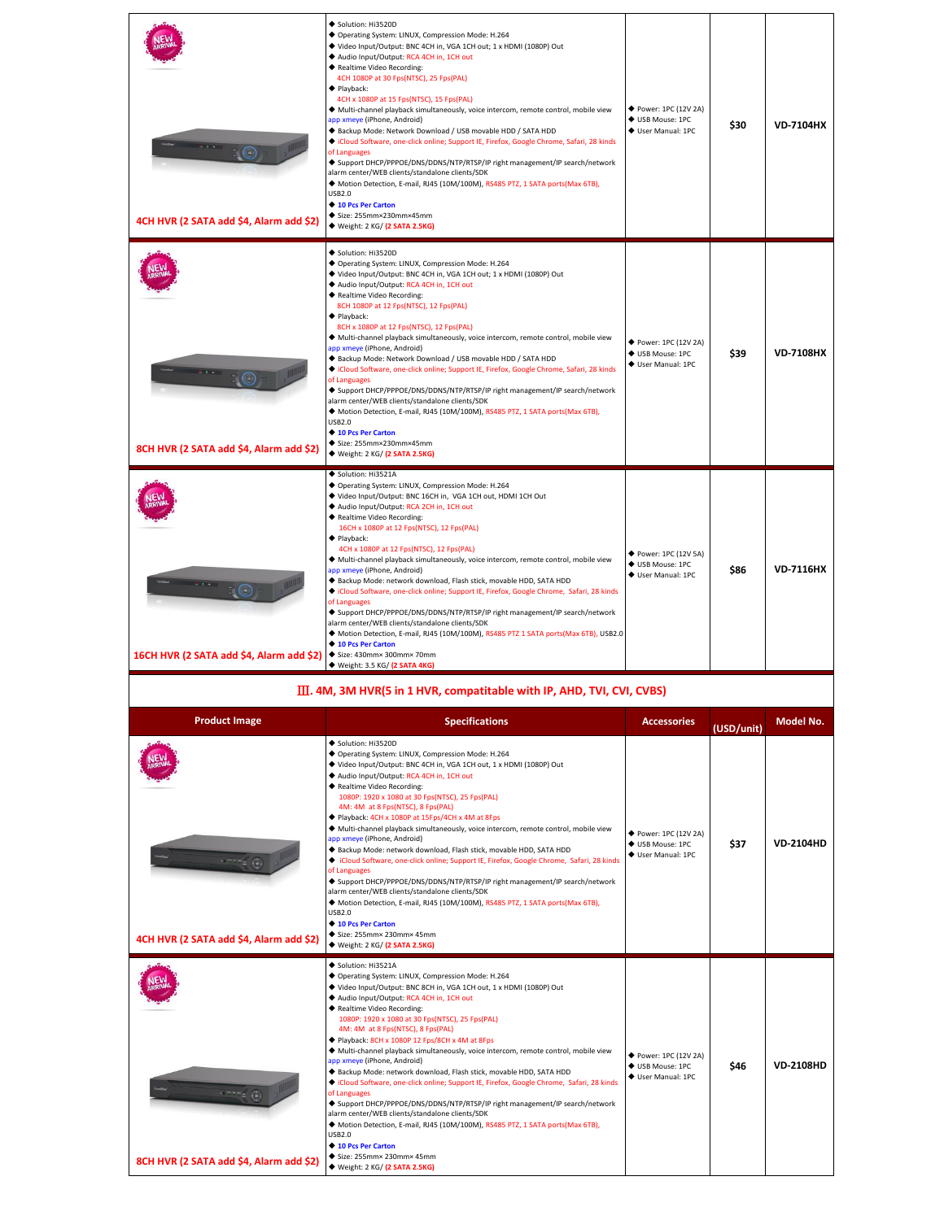| | | | | |
|---|---|---|---|---|
| NEW ARRIVAL<br><br>4CH HVR (2 SATA add $4, Alarm add $2) | ◆ Solution: Hi3520D<br>◆ Operating System: LINUX, Compression Mode: H.264<br>◆ Video Input/Output: BNC 4CH in, VGA 1CH out; 1 x HDMI (1080P) Out<br>◆ Audio Input/Output: RCA 4CH in, 1CH out<br>◆ Realtime Video Recording:<br>4CH 1080P at 30 Fps(NTSC), 25 Fps(PAL)<br>◆ Playback:<br>4CH x 1080P at 15 Fps(NTSC), 15 Fps(PAL)<br>◆ Multi-channel playback simultaneously, voice intercom, remote control, mobile view app xmeye (iPhone, Android)<br>◆ Backup Mode: Network Download / USB movable HDD / SATA HDD<br>◆ iCloud Software, one-click online; Support IE, Firefox, Google Chrome, Safari, 28 kinds of Languages<br>◆ Support DHCP/PPPOE/DNS/DDNS/NTP/RTSP/IP right management/IP search/network alarm center/WEB clients/standalone clients/SDK<br>◆ Motion Detection, E-mail, RJ45 (10M/100M), RS485 PTZ, 1 SATA ports(Max 6TB), USB2.0<br>◆ 10 Pcs Per Carton<br>◆ Size: 255mm×230mm×45mm<br>◆ Weight: 2 KG/ (2 SATA 2.5KG) | ◆ Power: 1PC (12V 2A)<br>◆ USB Mouse: 1PC<br>◆ User Manual: 1PC | $30 | VD-7104HX |
| NEW ARRIVAL<br><br>8CH HVR (2 SATA add $4, Alarm add $2) | ◆ Solution: Hi3520D<br>◆ Operating System: LINUX, Compression Mode: H.264<br>◆ Video Input/Output: BNC 4CH in, VGA 1CH out; 1 x HDMI (1080P) Out<br>◆ Audio Input/Output: RCA 4CH in, 1CH out<br>◆ Realtime Video Recording:<br>8CH 1080P at 12 Fps(NTSC), 12 Fps(PAL)<br>◆ Playback:<br>8CH x 1080P at 12 Fps(NTSC), 12 Fps(PAL)<br>◆ Multi-channel playback simultaneously, voice intercom, remote control, mobile view app xmeye (iPhone, Android)<br>◆ Backup Mode: Network Download / USB movable HDD / SATA HDD<br>◆ iCloud Software, one-click online; Support IE, Firefox, Google Chrome, Safari, 28 kinds of Languages<br>◆ Support DHCP/PPPOE/DNS/DDNS/NTP/RTSP/IP right management/IP search/network alarm center/WEB clients/standalone clients/SDK<br>◆ Motion Detection, E-mail, RJ45 (10M/100M), RS485 PTZ, 1 SATA ports(Max 6TB), USB2.0<br>◆ 10 Pcs Per Carton<br>◆ Size: 255mm× 230mm×45mm<br>◆ Weight: 2 KG/ (2 SATA 2.5KG) | ◆ Power: 1PC (12V 2A)<br>◆ USB Mouse: 1PC<br>◆ User Manual: 1PC | $39 | VD-7108HX |
| NEW ARRIVAL<br><br>16CH HVR (2 SATA add $4, Alarm add $2) | ◆ Solution: Hi3521A<br>◆ Operating System: LINUX, Compression Mode: H.264<br>◆ Video Input/Output: BNC 16CH in, VGA 1CH out, HDMI 1CH Out<br>◆ Audio Input/Output: RCA 2CH in, 1CH out<br>◆ Realtime Video Recording:<br>16CH x 1080P at 12 Fps(NTSC), 12 Fps(PAL)<br>◆ Playback:<br>4CH x 1080P at 12 Fps(NTSC), 12 Fps(PAL)<br>◆ Multi-channel playback simultaneously, voice intercom, remote control, mobile view app xmeye (iPhone, Android)<br>◆ Backup Mode: network download, Flash stick, movable HDD, SATA HDD<br>◆ iCloud Software, one-click online; Support IE, Firefox, Google Chrome, Safari, 28 kinds of Languages<br>◆ Support DHCP/PPPOE/DNS/DDNS/NTP/RTSP/IP right management/IP search/network alarm center/WEB clients/standalone clients/SDK<br>◆ Motion Detection, E-mail, RJ45 (10M/100M), RS485 PTZ 1 SATA ports(Max 6TB), USB2.0<br>◆ 10 Pcs Per Carton<br>◆ Size: 430mm× 300mm× 70mm<br>◆ Weight: 3.5 KG/ (2 SATA 4KG) | ◆ Power: 1PC (12V 5A)<br>◆ USB Mouse: 1PC<br>◆ User Manual: 1PC | $86 | VD-7116HX |

## Ⅲ. 4M, 3M HVR(5 in 1 HVR, compatible with IP, AHD, TVI, CVI, CVBS)

| Product Image | Specifications | Accessories | (USD/unit) | Model No. |
|---|---|---|---|---|
| NEW ARRIVAL<br><br>4CH HVR (2 SATA add $4, Alarm add $2) | ◆ Solution: Hi3520D<br>◆ Operating System: LINUX, Compression Mode: H.264<br>◆ Video Input/Output: BNC 4CH in, VGA 1CH out, 1 x HDMI (1080P) Out<br>◆ Audio Input/Output: RCA 4CH in, 1CH out<br>◆ Realtime Video Recording:<br>1080P: 1920 x 1080 at 30 Fps(NTSC), 25 Fps(PAL)<br>4M: 4M at 8 Fps(NTSC), 8 Fps(PAL)<br>◆ Playback: 4CH x 1080P at 15Fps/4CH x 4M at 8Fps<br>◆ Multi-channel playback simultaneously, voice intercom, remote control, mobile view app xmeye (iPhone, Android)<br>◆ Backup Mode: network download, Flash stick, movable HDD, SATA HDD<br>◆ iCloud Software, one-click online; Support IE, Firefox, Google Chrome, Safari, 28 kinds of Languages<br>◆ Support DHCP/PPPOE/DNS/DDNS/NTP/RTSP/IP right management/IP search/network alarm center/WEB clients/standalone clients/SDK<br>◆ Motion Detection, E-mail, RJ45 (10M/100M), RS485 PTZ, 1 SATA ports(Max 6TB), USB2.0<br>◆ 10 Pcs Per Carton<br>◆ Size: 255mm× 230mm× 45mm<br>◆ Weight: 2 KG/ (2 SATA 2.5KG) | ◆ Power: 1PC (12V 2A)<br>◆ USB Mouse: 1PC<br>◆ User Manual: 1PC | $37 | VD-2104HD |
| NEW ARRIVAL<br><br>8CH HVR (2 SATA add $4, Alarm add $2) | ◆ Solution: Hi3521A<br>◆ Operating System: LINUX, Compression Mode: H.264<br>◆ Video Input/Output: BNC 8CH in, VGA 1CH out, 1 x HDMI (1080P) Out<br>◆ Audio Input/Output: RCA 4CH in, 1CH out<br>◆ Realtime Video Recording:<br>1080P: 1920 x 1080 at 30 Fps(NTSC), 25 Fps(PAL)<br>4M: 4M at 8 Fps(NTSC), 8 Fps(PAL)<br>◆ Playback: 8CH x 1080P 12 Fps/8CH x 4M at 8Fps<br>◆ Multi-channel playback simultaneously, voice intercom, remote control, mobile view app xmeye (iPhone, Android)<br>◆ Backup Mode: network download, Flash stick, movable HDD, SATA HDD<br>◆ iCloud Software, one-click online; Support IE, Firefox, Google Chrome, Safari, 28 kinds of Languages<br>◆ Support DHCP/PPPOE/DNS/DDNS/NTP/RTSP/IP right management/IP search/network alarm center/WEB clients/standalone clients/SDK<br>◆ Motion Detection, E-mail, RJ45 (10M/100M), RS485 PTZ, 1 SATA ports(Max 6TB), USB2.0<br>◆ 10 Pcs Per Carton<br>◆ Size: 255mm× 230mm× 45mm<br>◆ Weight: 2 KG/ (2 SATA 2.5KG) | ◆ Power: 1PC (12V 2A)<br>◆ USB Mouse: 1PC<br>◆ User Manual: 1PC | $46 | VD-2108HD |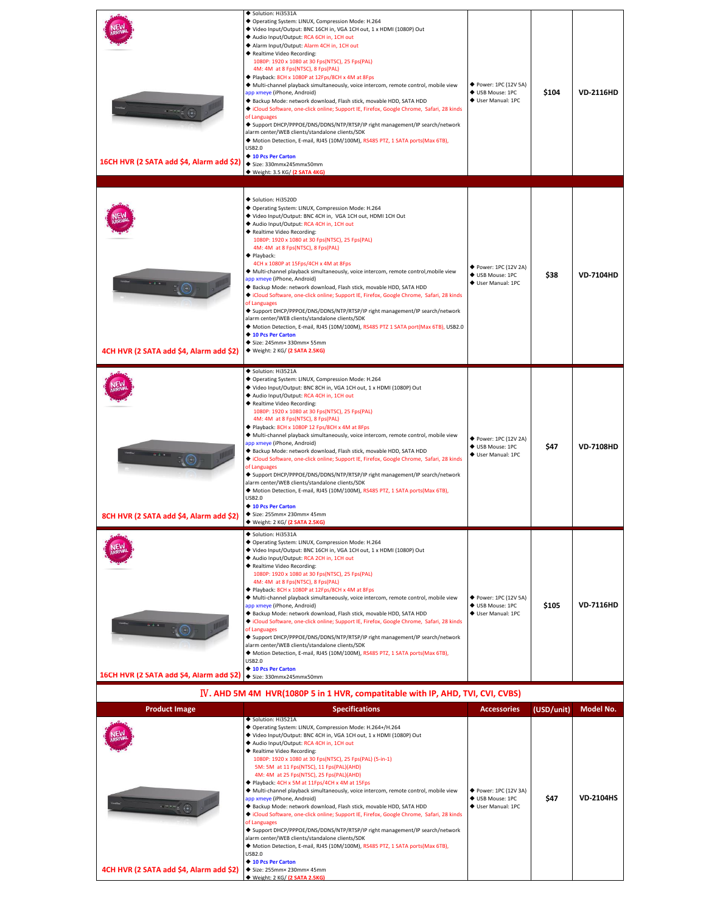| Product Image | Specifications | Accessories | (USD/unit) | Model No. |
|---|---|---|---|---|
| NEW ARRIVAL<br>16CH HVR (2 SATA add $4, Alarm add $2) | ◆ Solution: Hi3531A<br>◆ Operating System: LINUX, Compression Mode: H.264<br>◆ Video Input/Output: BNC 16CH in, VGA 1CH out, 1 x HDMI (1080P) Out<br>◆ Audio Input/Output: RCA 6CH in, 1CH out<br>◆ Alarm Input/Output: Alarm 4CH in, 1CH out<br>◆ Realtime Video Recording:<br>1080P: 1920 x 1080 at 30 Fps(NTSC), 25 Fps(PAL)<br>4M: 4M at 8 Fps(NTSC), 8 Fps(PAL)<br>◆ Playback: 8CH x 1080P at 12Fps/8CH x 4M at 8Fps<br>◆ Multi-channel playback simultaneously, voice intercom, remote control, mobile view app xmeye (iPhone, Android)<br>◆ Backup Mode: network download, Flash stick, movable HDD, SATA HDD<br>◆ iCloud Software, one-click online; Support IE, Firefox, Google Chrome, Safari, 28 kinds of Languages<br>◆ Support DHCP/PPPOE/DDNS/NTP/RTSP/IP right management/IP search/network alarm center/WEB clients/standalone clients/SDK<br>◆ Motion Detection, E-mail, RJ45 (10M/100M), RS485 PTZ, 1 SATA ports(Max 6TB), USB2.0<br>◆ 10 Pcs Per Carton<br>◆ Size: 330mmx245mmx50mm<br>◆ Weight: 3.5 KG/ (2 SATA 4KG) | ◆ Power: 1PC (12V 5A)<br>◆ USB Mouse: 1PC<br>◆ User Manual: 1PC | $104 | VD-2116HD |
| NEW ARRIVAL<br>4CH HVR (2 SATA add $4, Alarm add $2) | ◆ Solution: Hi3520D<br>◆ Operating System: LINUX, Compression Mode: H.264<br>◆ Video Input/Output: BNC 4CH in, VGA 1CH out, HDMI 1CH Out<br>◆ Audio Input/Output: RCA 4CH in, 1CH out<br>◆ Realtime Video Recording:<br>1080P: 1920 x 1080 at 30 Fps(NTSC), 25 Fps(PAL)<br>4M: 4M at 8 Fps(NTSC), 8 Fps(PAL)<br>◆ Playback:<br>4CH x 1080P at 15Fps/4CH x 4M at 8Fps<br>◆ Multi-channel playback simultaneously, voice intercom, remote control,mobile view app xmeye (iPhone, Android)<br>◆ Backup Mode: network download, Flash stick, movable HDD, SATA HDD<br>◆ iCloud Software, one-click online; Support IE, Firefox, Google Chrome, Safari, 28 kinds of Languages<br>◆ Support DHCP/PPPOE/DDNS/NTP/RTSP/IP right management/IP search/network alarm center/WEB clients/standalone clients/SDK<br>◆ Motion Detection, E-mail, RJ45 (10M/100M), RS485 PTZ 1 SATA port(Max 6TB), USB2.0<br>◆ 10 Pcs Per Carton<br>◆ Size: 245mm× 330mm× 55mm<br>◆ Weight: 2 KG/ (2 SATA 2.5KG) | ◆ Power: 1PC (12V 2A)<br>◆ USB Mouse: 1PC<br>◆ User Manual: 1PC | $38 | VD-7104HD |
| NEW ARRIVAL<br>8CH HVR (2 SATA add $4, Alarm add $2) | ◆ Solution: Hi3521A<br>◆ Operating System: LINUX, Compression Mode: H.264<br>◆ Video Input/Output: BNC 8CH in, VGA 1CH out, 1 x HDMI (1080P) Out<br>◆ Audio Input/Output: RCA 4CH in, 1CH out<br>◆ Realtime Video Recording:<br>1080P: 1920 x 1080 at 30 Fps(NTSC), 25 Fps(PAL)<br>4M: 4M at 8 Fps(NTSC), 8 Fps(PAL)<br>◆ Playback: 8CH x 1080P 12 Fps/8CH x 4M at 8Fps<br>◆ Multi-channel playback simultaneously, voice intercom, remote control, mobile view app xmeye (iPhone, Android)<br>◆ Backup Mode: network download, Flash stick, movable HDD, SATA HDD<br>◆ iCloud Software, one-click online; Support IE, Firefox, Google Chrome, Safari, 28 kinds of Languages<br>◆ Support DHCP/PPPOE/DDNS/NTP/RTSP/IP right management/IP search/network alarm center/WEB clients/standalone clients/SDK<br>◆ Motion Detection, E-mail, RJ45 (10M/100M), RS485 PTZ, 1 SATA ports(Max 6TB), USB2.0<br>◆ 10 Pcs Per Carton<br>◆ Size: 255mm× 230mm× 45mm<br>◆ Weight: 2 KG/ (2 SATA 2.5KG) | ◆ Power: 1PC (12V 2A)<br>◆ USB Mouse: 1PC<br>◆ User Manual: 1PC | $47 | VD-7108HD |
| NEW ARRIVAL<br>16CH HVR (2 SATA add $4, Alarm add $2) | ◆ Solution: Hi3531A<br>◆ Operating System: LINUX, Compression Mode: H.264<br>◆ Video Input/Output: BNC 16CH in, VGA 1CH out, 1 x HDMI (1080P) Out<br>◆ Audio Input/Output: RCA 2CH in, 1CH out<br>◆ Realtime Video Recording:<br>1080P: 1920 x 1080 at 30 Fps(NTSC), 25 Fps(PAL)<br>4M: 4M at 8 Fps(NTSC), 8 Fps(PAL)<br>◆ Playback: 8CH x 1080P at 12Fps/8CH x 4M at 8Fps<br>◆ Multi-channel playback simultaneously, voice intercom, remote control, mobile view app xmeye (iPhone, Android)<br>◆ Backup Mode: network download, Flash stick, movable HDD, SATA HDD<br>◆ iCloud Software, one-click online; Support IE, Firefox, Google Chrome, Safari, 28 kinds of Languages<br>◆ Support DHCP/PPPOE/DDNS/NTP/RTSP/IP right management/IP search/network alarm center/WEB clients/standalone clients/SDK<br>◆ Motion Detection, E-mail, RJ45 (10M/100M), RS485 PTZ, 1 SATA ports(Max 6TB), USB2.0<br>◆ 10 Pcs Per Carton<br>◆ Size: 330mmx245mmx50mm | ◆ Power: 1PC (12V 5A)<br>◆ USB Mouse: 1PC<br>◆ User Manual: 1PC | $105 | VD-7116HD |

## Ⅳ. AHD 5M 4M HVR(1080P 5 in 1 HVR, compatibale with IP, AHD, TVI, CVI, CVBS)

| Product Image | Specifications | Accessories | (USD/unit) | Model No. |
|---|---|---|---|---|
| NEW ARRIVAL<br>4CH HVR (2 SATA add $4, Alarm add $2) | ◆ Solution: Hi3521A<br>◆ Operating System: LINUX, Compression Mode: H.264+/H.264<br>◆ Video Input/Output: BNC 4CH in, VGA 1CH out, 1 x HDMI (1080P) Out<br>◆ Audio Input/Output: RCA 4CH in, 1CH out<br>◆ Realtime Video Recording:<br>1080P: 1920 x 1080 at 30 Fps(NTSC), 25 Fps(PAL) (5-in-1)<br>5M: 5M at 11 Fps(NTSC), 11 Fps(PAL)(AHD)<br>4M: 4M at 25 Fps(NTSC), 25 Fps(PAL)(AHD)<br>◆ Playback: 4CH x 5M at 11Fps/4CH x 4M at 15Fps<br>◆ Multi-channel playback simultaneously, voice intercom, remote control, mobile view app xmeye (iPhone, Android)<br>◆ Backup Mode: network download, Flash stick, movable HDD, SATA HDD<br>◆ iCloud Software, one-click online; Support IE, Firefox, Google Chrome, Safari, 28 kinds of Languages<br>◆ Support DHCP/PPPOE/DDNS/NTP/RTSP/IP right management/IP search/network alarm center/WEB clients/standalone clients/SDK<br>◆ Motion Detection, E-mail, RJ45 (10M/100M), RS485 PTZ, 1 SATA ports(Max 6TB), USB2.0<br>◆ 10 Pcs Per Carton<br>◆ Size: 255mm× 230mm× 45mm<br>◆ Weight: 2 KG/ (2 SATA 2.5KG) | ◆ Power: 1PC (12V 3A)<br>◆ USB Mouse: 1PC<br>◆ User Manual: 1PC | $47 | VD-2104HS |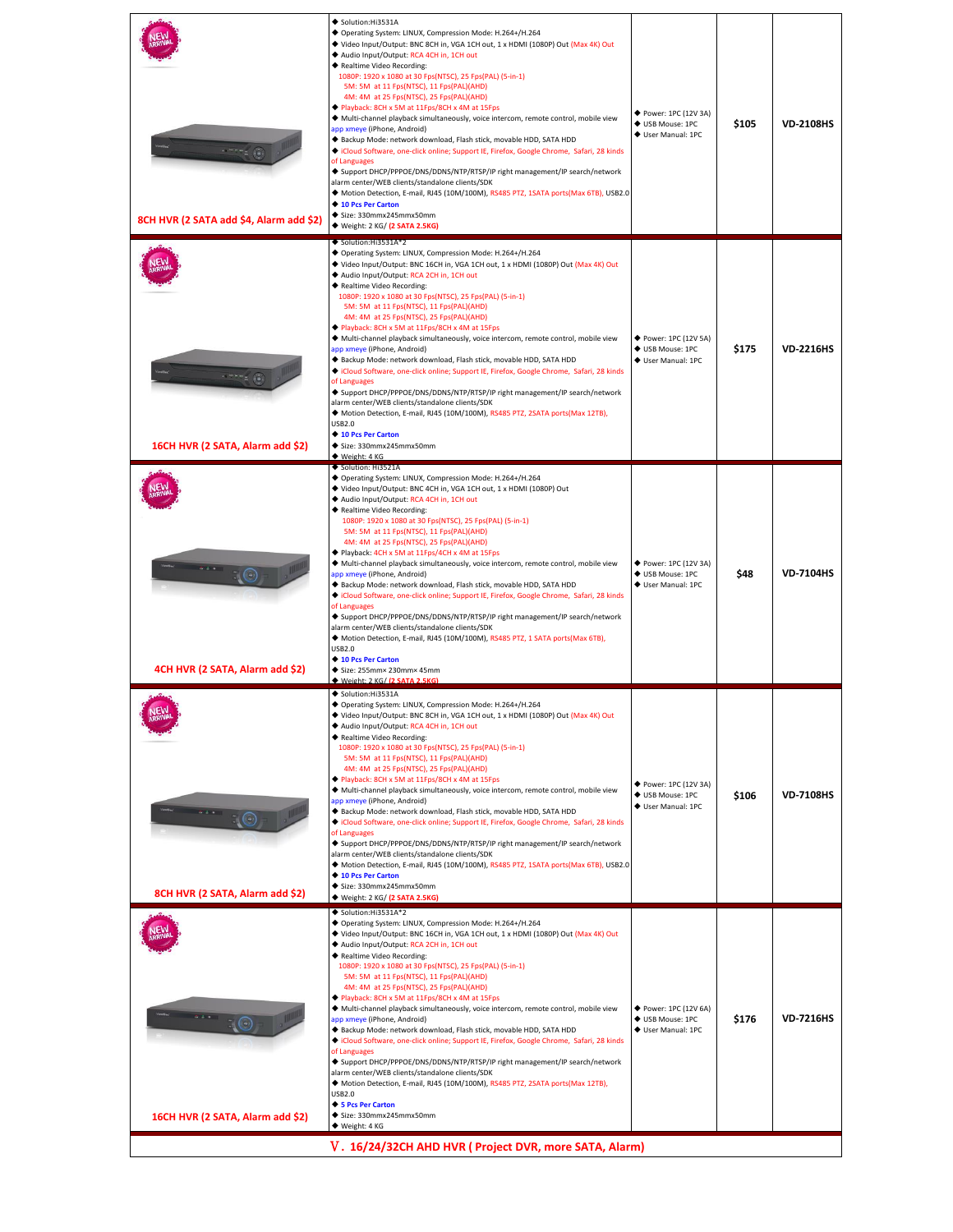| Product | Specifications | Accessories | Price | Model |
|---|---|---|---|---|
| NEW ARRIVAL<br>8CH HVR (2 SATA add $4, Alarm add $2) | ◆ Solution:Hi3531A<br>◆ Operating System: LINUX, Compression Mode: H.264+/H.264<br>◆ Video Input/Output: BNC 8CH in, VGA 1CH out, 1 x HDMI (1080P) Out (Max 4K) Out<br>◆ Audio Input/Output: RCA 4CH in, 1CH out<br>◆ Realtime Video Recording:<br>1080P: 1920 x 1080 at 30 Fps(NTSC), 25 Fps(PAL) (5-in-1)<br>5M: 5M at 11 Fps(NTSC), 11 Fps(PAL)(AHD)<br>4M: 4M at 25 Fps(NTSC), 25 Fps(PAL)(AHD)<br>◆ Playback: 8CH x 5M at 11Fps/8CH x 4M at 15Fps<br>◆ Multi-channel playback simultaneously, voice intercom, remote control, mobile view app xmeye (iPhone, Android)<br>◆ Backup Mode: network download, Flash stick, movable HDD, SATA HDD<br>◆ iCloud Software, one-click online; Support IE, Firefox, Google Chrome, Safari, 28 kinds of Languages<br>◆ Support DHCP/PPPOE/DNS/DDNS/NTP/RTSP/IP right management/IP search/network alarm center/WEB clients/standalone clients/SDK<br>◆ Motion Detection, E-mail, RJ45 (10M/100M), RS485 PTZ, 1SATA ports(Max 6TB), USB2.0<br>◆ 10 Pcs Per Carton<br>◆ Size: 330mmx245mmx50mm<br>◆ Weight: 2 KG/ (2 SATA 2.5KG) | ◆ Power: 1PC (12V 3A)<br>◆ USB Mouse: 1PC<br>◆ User Manual: 1PC | $105 | VD-2108HS |
| NEW ARRIVAL<br>16CH HVR (2 SATA, Alarm add $2) | ◆ Solution:Hi3531A*2<br>◆ Operating System: LINUX, Compression Mode: H.264+/H.264<br>◆ Video Input/Output: BNC 16CH in, VGA 1CH out, 1 x HDMI (1080P) Out (Max 4K) Out<br>◆ Audio Input/Output: RCA 2CH in, 1CH out<br>◆ Realtime Video Recording:<br>1080P: 1920 x 1080 at 30 Fps(NTSC), 25 Fps(PAL) (5-in-1)<br>5M: 5M at 11 Fps(NTSC), 11 Fps(PAL)(AHD)<br>4M: 4M at 25 Fps(NTSC), 25 Fps(PAL)(AHD)<br>◆ Playback: 8CH x 5M at 11Fps/8CH x 4M at 15Fps<br>◆ Multi-channel playback simultaneously, voice intercom, remote control, mobile view app xmeye (iPhone, Android)<br>◆ Backup Mode: network download, Flash stick, movable HDD, SATA HDD<br>◆ iCloud Software, one-click online; Support IE, Firefox, Google Chrome, Safari, 28 kinds of Languages<br>◆ Support DHCP/PPPOE/DNS/DDNS/NTP/RTSP/IP right management/IP search/network alarm center/WEB clients/standalone clients/SDK<br>◆ Motion Detection, E-mail, RJ45 (10M/100M), RS485 PTZ, 2SATA ports(Max 12TB), USB2.0<br>◆ 10 Pcs Per Carton<br>◆ Size: 330mmx245mmx50mm<br>◆ Weight: 4 KG | ◆ Power: 1PC (12V 5A)<br>◆ USB Mouse: 1PC<br>◆ User Manual: 1PC | $175 | VD-2216HS |
| NEW ARRIVAL<br>4CH HVR (2 SATA, Alarm add $2) | ◆ Solution: Hi3521A<br>◆ Operating System: LINUX, Compression Mode: H.264+/H.264<br>◆ Video Input/Output: BNC 4CH in, VGA 1CH out, 1 x HDMI (1080P) Out<br>◆ Audio Input/Output: RCA 4CH in, 1CH out<br>◆ Realtime Video Recording:<br>1080P: 1920 x 1080 at 30 Fps(NTSC), 25 Fps(PAL) (5-in-1)<br>5M: 5M at 11 Fps(NTSC), 11 Fps(PAL)(AHD)<br>4M: 4M at 25 Fps(NTSC), 25 Fps(PAL)(AHD)<br>◆ Playback: 4CH x 5M at 11Fps/4CH x 4M at 15Fps<br>◆ Multi-channel playback simultaneously, voice intercom, remote control, mobile view app xmeye (iPhone, Android)<br>◆ Backup Mode: network download, Flash stick, movable HDD, SATA HDD<br>◆ iCloud Software, one-click online; Support IE, Firefox, Google Chrome, Safari, 28 kinds of Languages<br>◆ Support DHCP/PPPOE/DNS/DDNS/NTP/RTSP/IP right management/IP search/network alarm center/WEB clients/standalone clients/SDK<br>◆ Motion Detection, E-mail, RJ45 (10M/100M), RS485 PTZ, 1 SATA ports(Max 6TB), USB2.0<br>◆ 10 Pcs Per Carton<br>◆ Size: 255mm× 230mm× 45mm<br>◆ Weight: 2 KG/ (2 SATA 2.5KG) | ◆ Power: 1PC (12V 3A)<br>◆ USB Mouse: 1PC<br>◆ User Manual: 1PC | $48 | VD-7104HS |
| NEW ARRIVAL<br>8CH HVR (2 SATA, Alarm add $2) | ◆ Solution:Hi3531A<br>◆ Operating System: LINUX, Compression Mode: H.264+/H.264<br>◆ Video Input/Output: BNC 8CH in, VGA 1CH out, 1 x HDMI (1080P) Out (Max 4K) Out<br>◆ Audio Input/Output: RCA 4CH in, 1CH out<br>◆ Realtime Video Recording:<br>1080P: 1920 x 1080 at 30 Fps(NTSC), 25 Fps(PAL) (5-in-1)<br>5M: 5M at 11 Fps(NTSC), 11 Fps(PAL)(AHD)<br>4M: 4M at 25 Fps(NTSC), 25 Fps(PAL)(AHD)<br>◆ Playback: 8CH x 5M at 11Fps/8CH x 4M at 15Fps<br>◆ Multi-channel playback simultaneously, voice intercom, remote control, mobile view app xmeye (iPhone, Android)<br>◆ Backup Mode: network download, Flash stick, movable HDD, SATA HDD<br>◆ iCloud Software, one-click online; Support IE, Firefox, Google Chrome, Safari, 28 kinds of Languages<br>◆ Support DHCP/PPPOE/DNS/DDNS/NTP/RTSP/IP right management/IP search/network alarm center/WEB clients/standalone clients/SDK<br>◆ Motion Detection, E-mail, RJ45 (10M/100M), RS485 PTZ, 1SATA ports(Max 6TB), USB2.0<br>◆ 10 Pcs Per Carton<br>◆ Size: 330mmx245mmx50mm<br>◆ Weight: 2 KG/ (2 SATA 2.5KG) | ◆ Power: 1PC (12V 3A)<br>◆ USB Mouse: 1PC<br>◆ User Manual: 1PC | $106 | VD-7108HS |
| NEW ARRIVAL<br>16CH HVR (2 SATA, Alarm add $2) | ◆ Solution:Hi3531A*2<br>◆ Operating System: LINUX, Compression Mode: H.264+/H.264<br>◆ Video Input/Output: BNC 16CH in, VGA 1CH out, 1 x HDMI (1080P) Out (Max 4K) Out<br>◆ Audio Input/Output: RCA 2CH in, 1CH out<br>◆ Realtime Video Recording:<br>1080P: 1920 x 1080 at 30 Fps(NTSC), 25 Fps(PAL) (5-in-1)<br>5M: 5M at 11 Fps(NTSC), 11 Fps(PAL)(AHD)<br>4M: 4M at 25 Fps(NTSC), 25 Fps(PAL)(AHD)<br>◆ Playback: 8CH x 5M at 11Fps/8CH x 4M at 15Fps<br>◆ Multi-channel playback simultaneously, voice intercom, remote control, mobile view app xmeye (iPhone, Android)<br>◆ Backup Mode: network download, Flash stick, movable HDD, SATA HDD<br>◆ iCloud Software, one-click online; Support IE, Firefox, Google Chrome, Safari, 28 kinds of Languages<br>◆ Support DHCP/PPPOE/DNS/DDNS/NTP/RTSP/IP right management/IP search/network alarm center/WEB clients/standalone clients/SDK<br>◆ Motion Detection, E-mail, RJ45 (10M/100M), RS485 PTZ, 2SATA ports(Max 12TB), USB2.0<br>◆ 5 Pcs Per Carton<br>◆ Size: 330mmx245mmx50mm<br>◆ Weight: 4 KG | ◆ Power: 1PC (12V 6A)<br>◆ USB Mouse: 1PC<br>◆ User Manual: 1PC | $176 | VD-7216HS |

## V. 16/24/32CH AHD HVR ( Project DVR, more SATA, Alarm)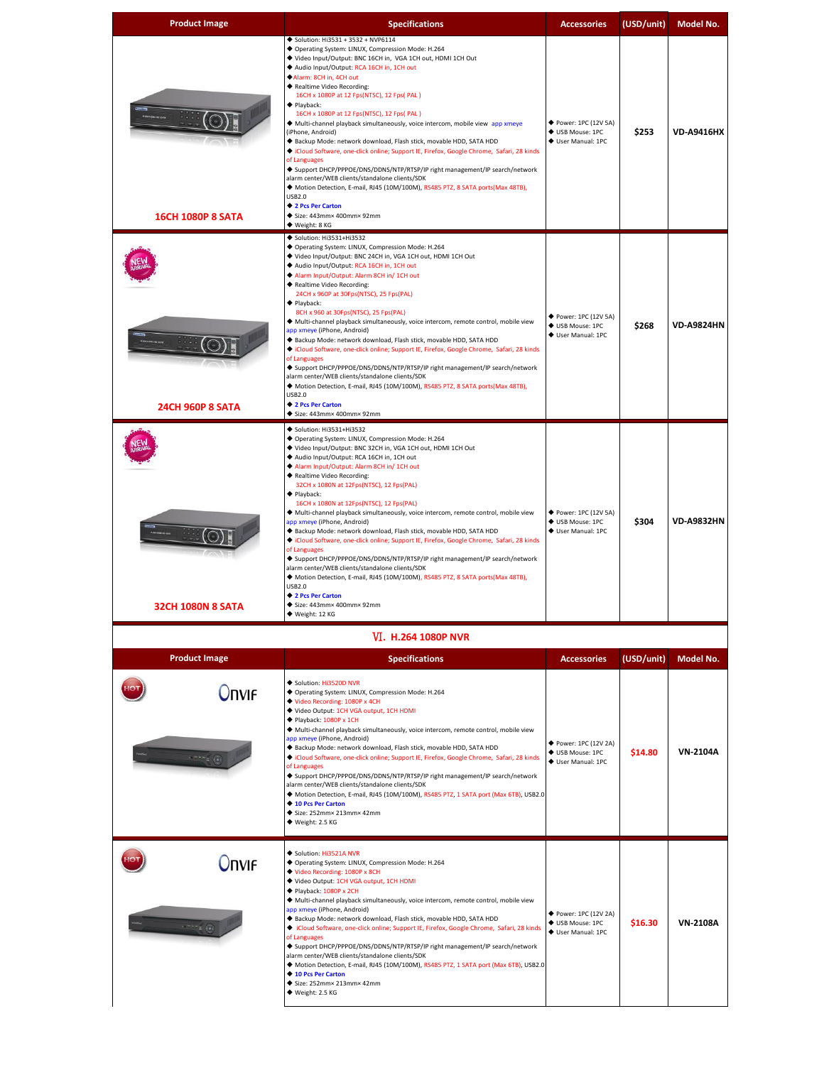| Product Image | Specifications | Accessories | (USD/unit) | Model No. |
|---|---|---|---|---|
| 16CH 1080P 8 SATA | ◆ Solution: Hi3531 + 3532 + NVP6114<br>◆ Operating System: LINUX, Compression Mode: H.264<br>◆ Video Input/Output: BNC 16CH in, VGA 1CH out, HDMI 1CH Out<br>◆ Audio Input/Output: RCA 16CH in, 1CH out<br>◆ Alarm: 8CH in, 4CH out<br>◆ Realtime Video Recording:<br>16CH x 1080P at 12 Fps(NTSC), 12 Fps( PAL )<br>◆ Playback:<br>16CH x 1080P at 12 Fps(NTSC), 12 Fps( PAL )<br>◆ Multi-channel playback simultaneously, voice intercom, mobile view app xmeye (iPhone, Android)<br>◆ Backup Mode: network download, Flash stick, movable HDD, SATA HDD<br>◆ iCloud Software, one-click online; Support IE, Firefox, Google Chrome, Safari, 28 kinds of Languages<br>◆ Support DHCP/PPPOE/DNS/DDNS/NTP/RTSP/IP right management/IP search/network alarm center/WEB clients/standalone clients/SDK<br>◆ Motion Detection, E-mail, RJ45 (10M/100M), RS485 PTZ, 8 SATA ports(Max 48TB), USB2.0<br>◆ 2 Pcs Per Carton<br>◆ Size: 443mm× 400mm× 92mm<br>◆ Weight: 8 KG | ◆ Power: 1PC (12V 5A)<br>◆ USB Mouse: 1PC<br>◆ User Manual: 1PC | $253 | VD-A9416HX |
| NEW ARRIVAL<br>24CH 960P 8 SATA | ◆ Solution: Hi3531+Hi3532<br>◆ Operating System: LINUX, Compression Mode: H.264<br>◆ Video Input/Output: BNC 24CH in, VGA 1CH out, HDMI 1CH Out<br>◆ Audio Input/Output: RCA 16CH in, 1CH out<br>◆ Alarm Input/Output: Alarm 8CH in/ 1CH out<br>◆ Realtime Video Recording:<br>24CH x 960P at 30Fps(NTSC), 25 Fps(PAL)<br>◆ Playback:<br>8CH x 960 at 30Fps(NTSC), 25 Fps(PAL)<br>◆ Multi-channel playback simultaneously, voice intercom, remote control, mobile view app xmeye (iPhone, Android)<br>◆ Backup Mode: network download, Flash stick, movable HDD, SATA HDD<br>◆ iCloud Software, one-click online; Support IE, Firefox, Google Chrome, Safari, 28 kinds of Languages<br>◆ Support DHCP/PPPOE/DNS/DDNS/NTP/RTSP/IP right management/IP search/network alarm center/WEB clients/standalone clients/SDK<br>◆ Motion Detection, E-mail, RJ45 (10M/100M), RS485 PTZ, 8 SATA ports(Max 48TB), USB2.0<br>◆ 2 Pcs Per Carton<br>◆ Size: 443mm× 400mm× 92mm | ◆ Power: 1PC (12V 5A)<br>◆ USB Mouse: 1PC<br>◆ User Manual: 1PC | $268 | VD-A9824HN |
| NEW ARRIVAL<br>32CH 1080N 8 SATA | ◆ Solution: Hi3531+Hi3532<br>◆ Operating System: LINUX, Compression Mode: H.264<br>◆ Video Input/Output: BNC 32CH in, VGA 1CH out, HDMI 1CH Out<br>◆ Audio Input/Output: RCA 16CH in, 1CH out<br>◆ Alarm Input/Output: Alarm 8CH in/ 1CH out<br>◆ Realtime Video Recording:<br>32CH x 1080N at 12Fps(NTSC), 12 Fps(PAL)<br>◆ Playback:<br>16CH x 1080N at 12Fps(NTSC), 12 Fps(PAL)<br>◆ Multi-channel playback simultaneously, voice intercom, remote control, mobile view app xmeye (iPhone, Android)<br>◆ Backup Mode: network download, Flash stick, movable HDD, SATA HDD<br>◆ iCloud Software, one-click online; Support IE, Firefox, Google Chrome, Safari, 28 kinds of Languages<br>◆ Support DHCP/PPPOE/DNS/DDNS/NTP/RTSP/IP right management/IP search/network alarm center/WEB clients/standalone clients/SDK<br>◆ Motion Detection, E-mail, RJ45 (10M/100M), RS485 PTZ, 8 SATA ports(Max 48TB), USB2.0<br>◆ 2 Pcs Per Carton<br>◆ Size: 443mm× 400mm× 92mm<br>◆ Weight: 12 KG | ◆ Power: 1PC (12V 5A)<br>◆ USB Mouse: 1PC<br>◆ User Manual: 1PC | $304 | VD-A9832HN |

## Ⅵ. H.264 1080P NVR

| Product Image | Specifications | Accessories | (USD/unit) | Model No. |
|---|---|---|---|---|
| HOT ONVIF | ◆ Solution: Hi3520D NVR<br>◆ Operating System: LINUX, Compression Mode: H.264<br>◆ Video Recording: 1080P x 4CH<br>◆ Video Output: 1CH VGA output, 1CH HDMI<br>◆ Playback: 1080P x 1CH<br>◆ Multi-channel playback simultaneously, voice intercom, remote control, mobile view app xmeye (iPhone, Android)<br>◆ Backup Mode: network download, Flash stick, movable HDD, SATA HDD<br>◆ iCloud Software, one-click online; Support IE, Firefox, Google Chrome, Safari, 28 kinds of Languages<br>◆ Support DHCP/PPPOE/DNS/DDNS/NTP/RTSP/IP right management/IP search/network alarm center/WEB clients/standalone clients/SDK<br>◆ Motion Detection, E-mail, RJ45 (10M/100M), RS485 PTZ, 1 SATA port (Max 6TB), USB2.0<br>◆ 10 Pcs Per Carton<br>◆ Size: 252mm× 213mm× 42mm<br>◆ Weight: 2.5 KG | ◆ Power: 1PC (12V 2A)<br>◆ USB Mouse: 1PC<br>◆ User Manual: 1PC | $14.80 | VN-2104A |
| HOT ONVIF | ◆ Solution: Hi3521A NVR<br>◆ Operating System: LINUX, Compression Mode: H.264<br>◆ Video Recording: 1080P x 8CH<br>◆ Video Output: 1CH VGA output, 1CH HDMI<br>◆ Playback: 1080P x 2CH<br>◆ Multi-channel playback simultaneously, voice intercom, remote control, mobile view app xmeye (iPhone, Android)<br>◆ Backup Mode: network download, Flash stick, movable HDD, SATA HDD<br>◆ iCloud Software, one-click online; Support IE, Firefox, Google Chrome, Safari, 28 kinds of Languages<br>◆ Support DHCP/PPPOE/DNS/DDNS/NTP/RTSP/IP right management/IP search/network alarm center/WEB clients/standalone clients/SDK<br>◆ Motion Detection, E-mail, RJ45 (10M/100M), RS485 PTZ, 1 SATA port (Max 6TB), USB2.0<br>◆ 10 Pcs Per Carton<br>◆ Size: 252mm× 213mm× 42mm<br>◆ Weight: 2.5 KG | ◆ Power: 1PC (12V 2A)<br>◆ USB Mouse: 1PC<br>◆ User Manual: 1PC | $16.30 | VN-2108A |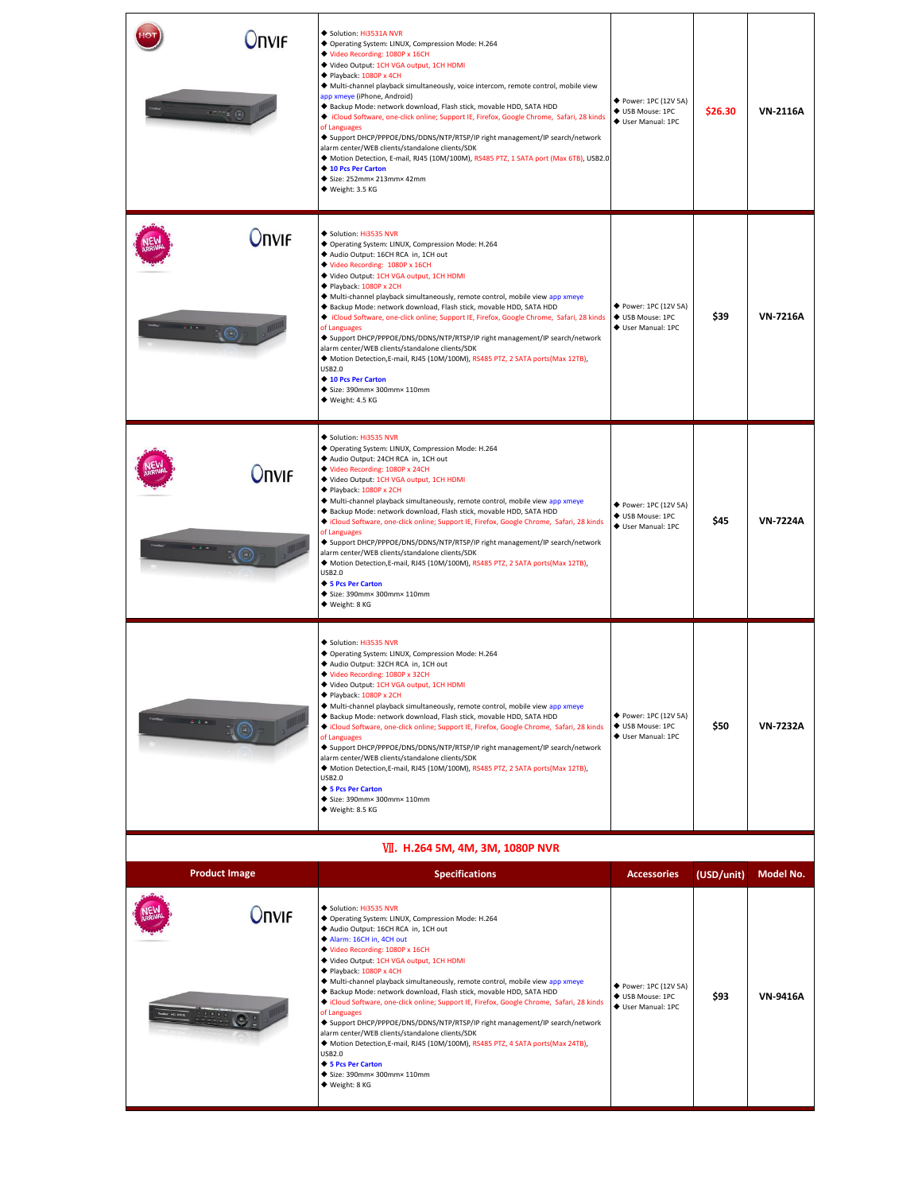| Product Image | Specifications | Accessories | (USD/unit) | Model No. |
|---|---|---|---|---|
| HOT Onvif | ◆ Solution: Hi3531A NVR<br>◆ Operating System: LINUX, Compression Mode: H.264<br>◆ Video Recording: 1080P x 16CH<br>◆ Video Output: 1CH VGA output, 1CH HDMI<br>◆ Playback: 1080P x 4CH<br>◆ Multi-channel playback simultaneously, voice intercom, remote control, mobile view app xmeye (iPhone, Android)<br>◆ Backup Mode: network download, Flash stick, movable HDD, SATA HDD<br>◆ iCloud Software, one-click online; Support IE, Firefox, Google Chrome, Safari, 28 kinds of Languages<br>◆ Support DHCP/PPPOE/DNS/DDNS/NTP/RTSP/IP right management/IP search/network alarm center/WEB clients/standalone clients/SDK<br>◆ Motion Detection, E-mail, RJ45 (10M/100M), RS485 PTZ, 1 SATA port (Max 6TB), USB2.0<br>◆ 10 Pcs Per Carton<br>◆ Size: 252mm× 213mm× 42mm<br>◆ Weight: 3.5 KG | ◆ Power: 1PC (12V 5A)<br>◆ USB Mouse: 1PC<br>◆ User Manual: 1PC | $26.30 | VN-2116A |
| NEW ARRIVAL Onvif | ◆ Solution: Hi3535 NVR<br>◆ Operating System: LINUX, Compression Mode: H.264<br>◆ Audio Output: 16CH RCA in, 1CH out<br>◆ Video Recording: 1080P x 16CH<br>◆ Video Output: 1CH VGA output, 1CH HDMI<br>◆ Playback: 1080P x 2CH<br>◆ Multi-channel playback simultaneously, remote control, mobile view app xmeye<br>◆ Backup Mode: network download, Flash stick, movable HDD, SATA HDD<br>◆ iCloud Software, one-click online; Support IE, Firefox, Google Chrome, Safari, 28 kinds of Languages<br>◆ Support DHCP/PPPOE/DNS/DDNS/NTP/RTSP/IP right management/IP search/network alarm center/WEB clients/standalone clients/SDK<br>◆ Motion Detection,E-mail, RJ45 (10M/100M), RS485 PTZ, 2 SATA ports(Max 12TB), USB2.0<br>◆ 10 Pcs Per Carton<br>◆ Size: 390mm× 300mm× 110mm<br>◆ Weight: 4.5 KG | ◆ Power: 1PC (12V 5A)<br>◆ USB Mouse: 1PC<br>◆ User Manual: 1PC | $39 | VN-7216A |
| NEW ARRIVAL Onvif | ◆ Solution: Hi3535 NVR<br>◆ Operating System: LINUX, Compression Mode: H.264<br>◆ Audio Output: 24CH RCA in, 1CH out<br>◆ Video Recording: 1080P x 24CH<br>◆ Video Output: 1CH VGA output, 1CH HDMI<br>◆ Playback: 1080P x 2CH<br>◆ Multi-channel playback simultaneously, remote control, mobile view app xmeye<br>◆ Backup Mode: network download, Flash stick, movable HDD, SATA HDD<br>◆ iCloud Software, one-click online; Support IE, Firefox, Google Chrome, Safari, 28 kinds of Languages<br>◆ Support DHCP/PPPOE/DNS/DDNS/NTP/RTSP/IP right management/IP search/network alarm center/WEB clients/standalone clients/SDK<br>◆ Motion Detection,E-mail, RJ45 (10M/100M), RS485 PTZ, 2 SATA ports(Max 12TB), USB2.0<br>◆ 5 Pcs Per Carton<br>◆ Size: 390mm× 300mm× 110mm<br>◆ Weight: 8 KG | ◆ Power: 1PC (12V 5A)<br>◆ USB Mouse: 1PC<br>◆ User Manual: 1PC | $45 | VN-7224A |
| | ◆ Solution: Hi3535 NVR<br>◆ Operating System: LINUX, Compression Mode: H.264<br>◆ Audio Output: 32CH RCA in, 1CH out<br>◆ Video Recording: 1080P x 32CH<br>◆ Video Output: 1CH VGA output, 1CH HDMI<br>◆ Playback: 1080P x 2CH<br>◆ Multi-channel playback simultaneously, remote control, mobile view app xmeye<br>◆ Backup Mode: network download, Flash stick, movable HDD, SATA HDD<br>◆ iCloud Software, one-click online; Support IE, Firefox, Google Chrome, Safari, 28 kinds of Languages<br>◆ Support DHCP/PPPOE/DNS/DDNS/NTP/RTSP/IP right management/IP search/network alarm center/WEB clients/standalone clients/SDK<br>◆ Motion Detection,E-mail, RJ45 (10M/100M), RS485 PTZ, 2 SATA ports(Max 12TB), USB2.0<br>◆ 5 Pcs Per Carton<br>◆ Size: 390mm× 300mm× 110mm<br>◆ Weight: 8.5 KG | ◆ Power: 1PC (12V 5A)<br>◆ USB Mouse: 1PC<br>◆ User Manual: 1PC | $50 | VN-7232A |

## Ⅶ. H.264 5M, 4M, 3M, 1080P NVR

| Product Image | Specifications | Accessories | (USD/unit) | Model No. |
|---|---|---|---|---|
| NEW ARRIVAL Onvif | ◆ Solution: Hi3535 NVR<br>◆ Operating System: LINUX, Compression Mode: H.264<br>◆ Audio Output: 16CH RCA in, 1CH out<br>◆ Alarm: 16CH in, 4CH out<br>◆ Video Recording: 1080P x 16CH<br>◆ Video Output: 1CH VGA output, 1CH HDMI<br>◆ Playback: 1080P x 4CH<br>◆ Multi-channel playback simultaneously, remote control, mobile view app xmeye<br>◆ Backup Mode: network download, Flash stick, movable HDD, SATA HDD<br>◆ iCloud Software, one-click online; Support IE, Firefox, Google Chrome, Safari, 28 kinds of Languages<br>◆ Support DHCP/PPPOE/DNS/DDNS/NTP/RTSP/IP right management/IP search/network alarm center/WEB clients/standalone clients/SDK<br>◆ Motion Detection,E-mail, RJ45 (10M/100M), RS485 PTZ, 4 SATA ports(Max 24TB), USB2.0<br>◆ 5 Pcs Per Carton<br>◆ Size: 390mm× 300mm× 110mm<br>◆ Weight: 8 KG | ◆ Power: 1PC (12V 5A)<br>◆ USB Mouse: 1PC<br>◆ User Manual: 1PC | $93 | VN-9416A |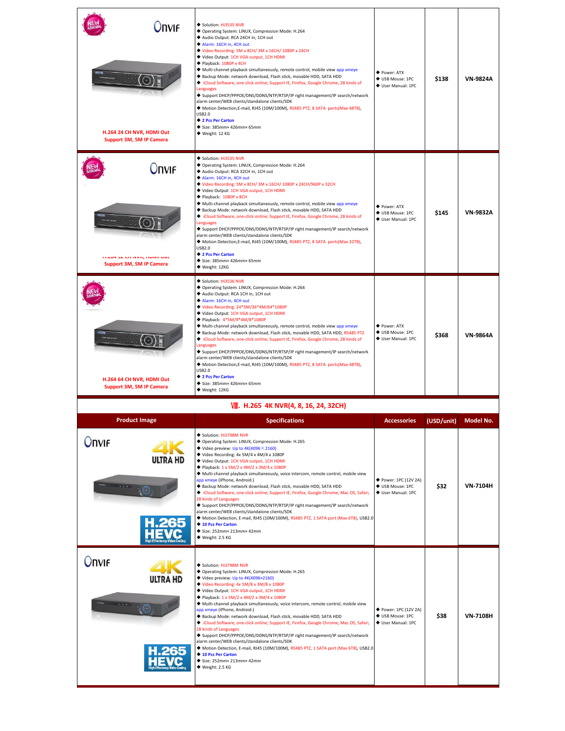| Product Image | Specifications | Accessories | (USD/unit) | Model No. |
|---|---|---|---|---|
| NEW ARRIVAL Onvif H.264 24 CH NVR, HDMI Out Support 3M, 5M IP Camera | ◆ Solution: Hi3535 NVR ◆ Operating System: LINUX, Compression Mode: H.264 ◆ Audio Output: RCA 24CH in, 1CH out ◆ Alarm: 16CH in, 4CH out ◆ Video Recording: 5M x 8CH/ 3M x 16CH/ 1080P x 24CH ◆ Video Output: 1CH VGA output, 1CH HDMI ◆ Playback: 1080P x 4CH ◆ Multi-channel playback simultaneously, remote control, mobile view app xmeye ◆ Backup Mode: network download, Flash stick, movable HDD, SATA HDD ◆ iCloud Software, one-click online; Support IE, Firefox, Google Chrome, 28 kinds of Languages ◆ Support DHCP/PPPOE/DNS/DDNS/NTP/RTSP/IP right management/IP search/network alarm center/WEB clients/standalone clients/SDK ◆ Motion Detection,E-mail, RJ45 (10M/100M), RS485 PTZ, 8 SATA ports(Max 48TB), USB2.0 ◆ 2 Pcs Per Carton ◆ Size: 385mm× 426mm× 65mm ◆ Weight: 12 KG | ◆ Power: ATX ◆ USB Mouse: 1PC ◆ User Manual: 1PC | $138 | VN-9824A |
| NEW ARRIVAL Onvif H.264 32 CH NVR, HDMI Out Support 3M, 5M IP Camera | ◆ Solution: Hi3535 NVR ◆ Operating System: LINUX, Compression Mode: H.264 ◆ Audio Output: RCA 32CH in, 1CH out ◆ Alarm: 16CH in, 4CH out ◆ Video Recording: 5M x 8CH/ 3M x 16CH/ 1080P x 24CH/960P x 32CH ◆ Video Output: 1CH VGA output, 1CH HDMI ◆ Playback: 1080P x 8CH ◆ Multi-channel playback simultaneously, remote control, mobile view app xmeye ◆ Backup Mode: network download, Flash stick, movable HDD, SATA HDD ◆ iCloud Software, one-click online; Support IE, Firefox, Google Chrome, 28 kinds of Languages ◆ Support DHCP/PPPOE/DNS/DDNS/NTP/RTSP/IP right management/IP search/network alarm center/WEB clients/standalone clients/SDK ◆ Motion Detection,E-mail, RJ45 (10M/100M), RS485 PTZ, 8 SATA ports(Max 32TB), USB2.0 ◆ 2 Pcs Per Carton ◆ Size: 385mm× 426mm× 65mm ◆ Weight: 12KG | ◆ Power: ATX ◆ USB Mouse: 1PC ◆ User Manual: 1PC | $145 | VN-9832A |
| NEW ARRIVAL Onvif H.264 64 CH NVR, HDMI Out Support 3M, 5M IP Camera | ◆ Solution: Hi3536 NVR ◆ Operating System: LINUX, Compression Mode: H.264 ◆ Audio Output: RCA 1CH in, 1CH out ◆ Alarm: 16CH in, 4CH out ◆ Video Recording: 24*5M/36*4M/64*1080P ◆ Video Output: 1CH VGA output, 1CH HDMI ◆ Playback: 4*5M/9*4M/8*1080P ◆ Multi-channel playback simultaneously, remote control, mobile view app xmeye ◆ Backup Mode: network download, Flash stick, movable HDD, SATA HDD ◆ iCloud Software, one-click online; Support IE, Firefox, Google Chrome, 28 kinds of Languages ◆ Support DHCP/PPPOE/DNS/DDNS/NTP/RTSP/IP right management/IP search/network alarm center/WEB clients/standalone clients/SDK ◆ Motion Detection,E-mail, RJ45 (10M/100M), RS485 PTZ, 8 SATA ports(Max 48TB), USB2.0 ◆ 2 Pcs Per Carton ◆ Size: 385mm× 426mm× 65mm ◆ Weight: 12KG | ◆ Power: ATX ◆ USB Mouse: 1PC ◆ User Manual: 1PC | $368 | VN-9864A |

## Ⅷ. H.265 4K NVR(4, 8, 16, 24, 32CH)

| Product Image | Specifications | Accessories | (USD/unit) | Model No. |
|---|---|---|---|---|
| Onvif 4K ULTRA HD H.265 HEVC High Efficiency Video Coding | ◆ Solution: Hi3798M NVR ◆ Operating System: LINUX, Compression Mode: H.265 ◆ Video preview: Up to 4K(4096×2160) ◆ Video Recording: 4x 5M/4 x 4M/4 x 1080P ◆ Video Output: 1CH VGA output, 1CH HDMI ◆ Playback: 1 x 5M/2 x 4M/2 x 3M/4 x 1080P ◆ Multi-channel playback simultaneously, voice intercom, remote control, mobile view app xmeye (iPhone, Android.) ◆ Backup Mode: network download, Flash stick, movable HDD, SATA HDD, RS485 PTZ ◆ iCloud Software, one-click online; Support IE, Firefox, Google Chrome, Mac OS, Safari, 28 kinds of Languages ◆ Support DHCP/PPPOE/DNS/DDNS/NTP/RTSP/IP right management/IP search/network alarm center/WEB clients/standalone clients/SDK ◆ Motion Detection, E-mail, RJ45 (10M/100M), RS485 PTZ, 1 SATA port (Max 6TB), USB2.0 ◆ 10 Pcs Per Carton ◆ Size: 252mm× 213mm× 42mm ◆ Weight: 2.5 KG | ◆ Power: 1PC (12V 2A) ◆ USB Mouse: 1PC ◆ User Manual: 1PC | $32 | VN-7104H |
| Onvif 4K ULTRA HD H.265 HEVC High Efficiency Video Coding | ◆ Solution: Hi3798M NVR ◆ Operating System: LINUX, Compression Mode: H.265 ◆ Video preview: Up to 4K(4096×2160) ◆ Video Recording: 4x 5M/8 x 3M/8 x 1080P ◆ Video Output: 1CH VGA output, 1CH HDMI ◆ Playback: 1 x 5M/2 x 4M/2 x 3M/4 x 1080P ◆ Multi-channel playback simultaneously, voice intercom, remote control, mobile view app xmeye (iPhone, Android.) ◆ Backup Mode: network download, Flash stick, movable HDD, SATA HDD ◆ iCloud Software, one-click online; Support IE, Firefox, Google Chrome, Mac OS, Safari, 28 kinds of Languages ◆ Support DHCP/PPPOE/DNS/DDNS/NTP/RTSP/IP right management/IP search/network alarm center/WEB clients/standalone clients/SDK ◆ Motion Detection, E-mail, RJ45 (10M/100M), RS485 PTZ, 1 SATA port (Max 6TB), USB2.0 ◆ 10 Pcs Per Carton ◆ Size: 252mm× 213mm× 42mm ◆ Weight: 2.5 KG | ◆ Power: 1PC (12V 2A) ◆ USB Mouse: 1PC ◆ User Manual: 1PC | $38 | VN-7108H |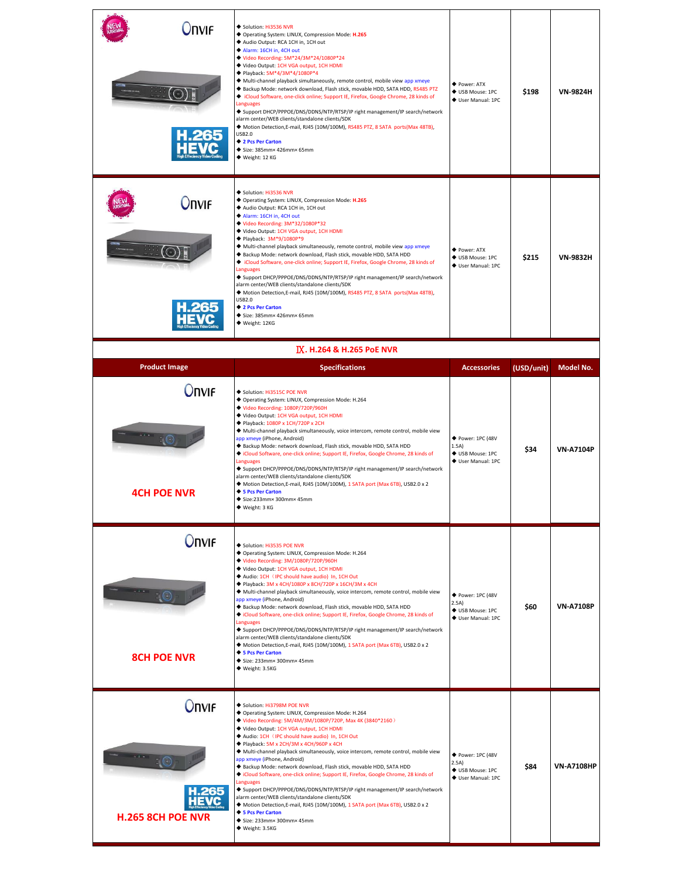| Product Image | Specifications | Accessories | (USD/unit) | Model No. |
| --- | --- | --- | --- | --- |
| NEW ARRIVAL Onvif H.265 HEVC High Effeciency Video Coding | ◆ Solution: Hi3536 NVR ◆ Operating System: LINUX, Compression Mode: H.265 ◆ Audio Output: RCA 1CH in, 1CH out ◆ Alarm: 16CH in, 4CH out ◆ Video Recording: 5M*24/3M*24/1080P*24 ◆ Video Output: 1CH VGA output, 1CH HDMI ◆ Playback: 5M*4/3M*4/1080P*4 ◆ Multi-channel playback simultaneously, remote control, mobile view app xmeye ◆ Backup Mode: network download, Flash stick, movable HDD, SATA HDD, RS485 PTZ ◆ iCloud Software, one-click online; Support IE, Firefox, Google Chrome, 28 kinds of Languages ◆ Support DHCP/PPPOE/DNS/DDNS/NTP/RTSP/IP right management/IP search/network alarm center/WEB clients/standalone clients/SDK ◆ Motion Detection,E-mail, RJ45 (10M/100M), RS485 PTZ, 8 SATA ports(Max 48TB), USB2.0 ◆ 2 Pcs Per Carton ◆ Size: 385mm× 426mm× 65mm ◆ Weight: 12 KG | ◆ Power: ATX ◆ USB Mouse: 1PC ◆ User Manual: 1PC | $198 | VN-9824H |
| NEW ARRIVAL Onvif H.265 HEVC High Efficiency Video Coding | ◆ Solution: Hi3536 NVR ◆ Operating System: LINUX, Compression Mode: H.265 ◆ Audio Output: RCA 1CH in, 1CH out ◆ Alarm: 16CH in, 4CH out ◆ Video Recording: 3M*32/1080P*32 ◆ Video Output: 1CH VGA output, 1CH HDMI ◆ Playback: 3M*9/1080P*9 ◆ Multi-channel playback simultaneously, remote control, mobile view app xmeye ◆ Backup Mode: network download, Flash stick, movable HDD, SATA HDD ◆ iCloud Software, one-click online; Support IE, Firefox, Google Chrome, 28 kinds of Languages ◆ Support DHCP/PPPOE/DNS/DDNS/NTP/RTSP/IP right management/IP search/network alarm center/WEB clients/standalone clients/SDK ◆ Motion Detection,E-mail, RJ45 (10M/100M), RS485 PTZ, 8 SATA ports(Max 48TB), USB2.0 ◆ 2 Pcs Per Carton ◆ Size: 385mm× 426mm× 65mm ◆ Weight: 12KG | ◆ Power: ATX ◆ USB Mouse: 1PC ◆ User Manual: 1PC | $215 | VN-9832H |

## Ⅸ. H.264 & H.265 PoE NVR

| Product Image | Specifications | Accessories | (USD/unit) | Model No. |
| --- | --- | --- | --- | --- |
| Onvif 4CH POE NVR | ◆ Solution: Hi3515C POE NVR ◆ Operating System: LINUX, Compression Mode: H.264 ◆ Video Recording: 1080P/720P/960H ◆ Video Output: 1CH VGA output, 1CH HDMI ◆ Playback: 1080P x 1CH/720P x 2CH ◆ Multi-channel playback simultaneously, voice intercom, remote control, mobile view app xmeye (iPhone, Android) ◆ Backup Mode: network download, Flash stick, movable HDD, SATA HDD ◆ iCloud Software, one-click online; Support IE, Firefox, Google Chrome, 28 kinds of Languages ◆ Support DHCP/PPPOE/DNS/DDNS/NTP/RTSP/IP right management/IP search/network alarm center/WEB clients/standalone clients/SDK ◆ Motion Detection,E-mail, RJ45 (10M/100M), 1 SATA port (Max 6TB), USB2.0 x 2 ◆ 5 Pcs Per Carton ◆ Size:233mm× 300mm× 45mm ◆ Weight: 3 KG | ◆ Power: 1PC (48V 1.5A) ◆ USB Mouse: 1PC ◆ User Manual: 1PC | $34 | VN-A7104P |
| Onvif 8CH POE NVR | ◆ Solution: Hi3535 POE NVR ◆ Operating System: LINUX, Compression Mode: H.264 ◆ Video Recording: 3M/1080P/720P/960H ◆ Video Output: 1CH VGA output, 1CH HDMI ◆ Audio: 1CH（IPC should have audio）In, 1CH Out ◆ Playback: 3M x 4CH/1080P x 8CH/720P x 16CH/3M x 4CH ◆ Multi-channel playback simultaneously, voice intercom, remote control, mobile view app xmeye (iPhone, Android) ◆ Backup Mode: network download, Flash stick, movable HDD, SATA HDD ◆ iCloud Software, one-click online; Support IE, Firefox, Google Chrome, 28 kinds of Languages ◆ Support DHCP/PPPOE/DNS/DDNS/NTP/RTSP/IP right management/IP search/network alarm center/WEB clients/standalone clients/SDK ◆ Motion Detection,E-mail, RJ45 (10M/100M), 1 SATA port (Max 6TB), USB2.0 x 2 ◆ 5 Pcs Per Carton ◆ Size: 233mm× 300mm× 45mm ◆ Weight: 3.5KG | ◆ Power: 1PC (48V 2.5A) ◆ USB Mouse: 1PC ◆ User Manual: 1PC | $60 | VN-A7108P |
| Onvif H.265 HEVC High Efficiency Video Coding H.265 8CH POE NVR | ◆ Solution: Hi3798M POE NVR ◆ Operating System: LINUX, Compression Mode: H.264 ◆ Video Recording: 5M/4M/3M/1080P/720P, Max 4K (3840*2160） ◆ Video Output: 1CH VGA output, 1CH HDMI ◆ Audio: 1CH（IPC should have audio）In, 1CH Out ◆ Playback: 5M x 2CH/3M x 4CH/960P x 4CH ◆ Multi-channel playback simultaneously, voice intercom, remote control, mobile view app xmeye (iPhone, Android) ◆ Backup Mode: network download, Flash stick, movable HDD, SATA HDD ◆ iCloud Software, one-click online; Support IE, Firefox, Google Chrome, 28 kinds of Languages ◆ Support DHCP/PPPOE/DNS/DDNS/NTP/RTSP/IP right management/IP search/network alarm center/WEB clients/standalone clients/SDK ◆ Motion Detection,E-mail, RJ45 (10M/100M), 1 SATA port (Max 6TB), USB2.0 x 2 ◆ 5 Pcs Per Carton ◆ Size: 233mm× 300mm× 45mm ◆ Weight: 3.5KG | ◆ Power: 1PC (48V 2.5A) ◆ USB Mouse: 1PC ◆ User Manual: 1PC | $84 | VN-A7108HP |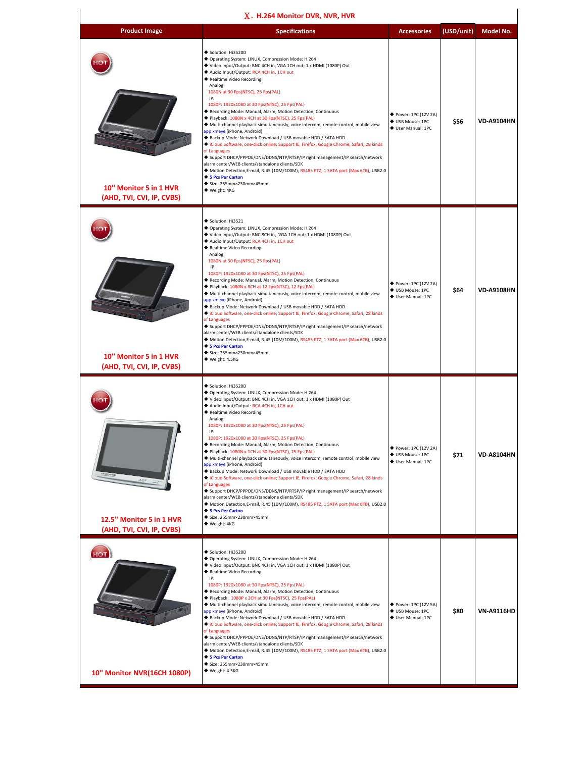## Ⅹ. H.264 Monitor DVR, NVR, HVR

| Product Image | Specifications | Accessories | (USD/unit) | Model No. |
|---|---|---|---|---|
| HOT<br>10" Monitor 5 in 1 HVR<br>(AHD, TVI, CVI, IP, CVBS) | ◆ Solution: Hi3520D<br>◆ Operating System: LINUX, Compression Mode: H.264<br>◆ Video Input/Output: BNC 4CH in, VGA 1CH out; 1 x HDMI (1080P) Out<br>◆ Audio Input/Output: RCA 4CH in, 1CH out<br>◆ Realtime Video Recording:<br>Analog:<br>1080N at 30 Fps(NTSC), 25 Fps(PAL)<br>IP:<br>1080P: 1920x1080 at 30 Fps(NTSC), 25 Fps(PAL)<br>◆ Recording Mode: Manual, Alarm, Motion Detection, Continuous<br>◆ Playback: 1080N x 4CH at 30 Fps(NTSC), 25 Fps(PAL)<br>◆ Multi-channel playback simultaneously, voice intercom, remote control, mobile view app xmeye (iPhone, Android)<br>◆ Backup Mode: Network Download / USB movable HDD / SATA HDD<br>◆ iCloud Software, one-click online; Support IE, Firefox, Google Chrome, Safari, 28 kinds of Languages<br>◆ Support DHCP/PPPOE/DNS/DDNS/NTP/RTSP/IP right management/IP search/network alarm center/WEB clients/standalone clients/SDK<br>◆ Motion Detection,E-mail, RJ45 (10M/100M), RS485 PTZ, 1 SATA port (Max 6TB), USB2.0<br>◆ 5 Pcs Per Carton<br>◆ Size: 255mm×230mm×45mm<br>◆ Weight: 4KG | ◆ Power: 1PC (12V 2A)<br>◆ USB Mouse: 1PC<br>◆ User Manual: 1PC | $56 | VD-A9104HN |
| HOT<br>10" Monitor 5 in 1 HVR<br>(AHD, TVI, CVI, IP, CVBS) | ◆ Solution: Hi3521<br>◆ Operating System: LINUX, Compression Mode: H.264<br>◆ Video Input/Output: BNC 8CH in, VGA 1CH out; 1 x HDMI (1080P) Out<br>◆ Audio Input/Output: RCA 4CH in, 1CH out<br>◆ Realtime Video Recording:<br>Analog:<br>1080N at 30 Fps(NTSC), 25 Fps(PAL)<br>IP:<br>1080P: 1920x1080 at 30 Fps(NTSC), 25 Fps(PAL)<br>◆ Recording Mode: Manual, Alarm, Motion Detection, Continuous<br>◆ Playback: 1080N x 8CH at 12 Fps(NTSC), 12 Fps(PAL)<br>◆ Multi-channel playback simultaneously, voice intercom, remote control, mobile view app xmeye (iPhone, Android)<br>◆ Backup Mode: Network Download / USB movable HDD / SATA HDD<br>◆ iCloud Software, one-click online; Support IE, Firefox, Google Chrome, Safari, 28 kinds of Languages<br>◆ Support DHCP/PPPOE/DNS/DDNS/NTP/RTSP/IP right management/IP search/network alarm center/WEB clients/standalone clients/SDK<br>◆ Motion Detection,E-mail, RJ45 (10M/100M), RS485 PTZ, 1 SATA port (Max 6TB), USB2.0<br>◆ 5 Pcs Per Carton<br>◆ Size: 255mm×230mm×45mm<br>◆ Weight: 4.5KG | ◆ Power: 1PC (12V 2A)<br>◆ USB Mouse: 1PC<br>◆ User Manual: 1PC | $64 | VD-A9108HN |
| HOT<br>12.5" Monitor 5 in 1 HVR<br>(AHD, TVI, CVI, IP, CVBS) | ◆ Solution: Hi3520D<br>◆ Operating System: LINUX, Compression Mode: H.264<br>◆ Video Input/Output: BNC 4CH in, VGA 1CH out; 1 x HDMI (1080P) Out<br>◆ Audio Input/Output: RCA 4CH in, 1CH out<br>◆ Realtime Video Recording:<br>Analog:<br>1080P: 1920x1080 at 30 Fps(NTSC), 25 Fps(PAL)<br>IP:<br>1080P: 1920x1080 at 30 Fps(NTSC), 25 Fps(PAL)<br>◆ Recording Mode: Manual, Alarm, Motion Detection, Continuous<br>◆ Playback: 1080N x 1CH at 30 Fps(NTSC), 25 Fps(PAL)<br>◆ Multi-channel playback simultaneously, voice intercom, remote control, mobile view app xmeye (iPhone, Android)<br>◆ Backup Mode: Network Download / USB movable HDD / SATA HDD<br>◆ iCloud Software, one-click online; Support IE, Firefox, Google Chrome, Safari, 28 kinds of Languages<br>◆ Support DHCP/PPPOE/DNS/DDNS/NTP/RTSP/IP right management/IP search/network alarm center/WEB clients/standalone clients/SDK<br>◆ Motion Detection,E-mail, RJ45 (10M/100M), RS485 PTZ, 1 SATA port (Max 6TB), USB2.0<br>◆ 5 Pcs Per Carton<br>◆ Size: 255mm×230mm×45mm<br>◆ Weight: 4KG | ◆ Power: 1PC (12V 2A)<br>◆ USB Mouse: 1PC<br>◆ User Manual: 1PC | $71 | VD-A8104HN |
| HOT<br>10" Monitor NVR(16CH 1080P) | ◆ Solution: Hi3520D<br>◆ Operating System: LINUX, Compression Mode: H.264<br>◆ Video Input/Output: BNC 4CH in, VGA 1CH out; 1 x HDMI (1080P) Out<br>◆ Realtime Video Recording:<br>IP:<br>1080P: 1920x1080 at 30 Fps(NTSC), 25 Fps(PAL)<br>◆ Recording Mode: Manual, Alarm, Motion Detection, Continuous<br>◆ Playback: 1080P x 2CH at 30 Fps(NTSC), 25 Fps(PAL)<br>◆ Multi-channel playback simultaneously, voice intercom, remote control, mobile view app xmeye (iPhone, Android)<br>◆ Backup Mode: Network Download / USB movable HDD / SATA HDD<br>◆ iCloud Software, one-click online; Support IE, Firefox, Google Chrome, Safari, 28 kinds of Languages<br>◆ Support DHCP/PPPOE/DNS/DDNS/NTP/RTSP/IP right management/IP search/network alarm center/WEB clients/standalone clients/SDK<br>◆ Motion Detection,E-mail, RJ45 (10M/100M), RS485 PTZ, 1 SATA port (Max 6TB), USB2.0<br>◆ 5 Pcs Per Carton<br>◆ Size: 255mm×230mm×45mm<br>◆ Weight: 4.5KG | ◆ Power: 1PC (12V 5A)<br>◆ USB Mouse: 1PC<br>◆ User Manual: 1PC | $80 | VN-A9116HD |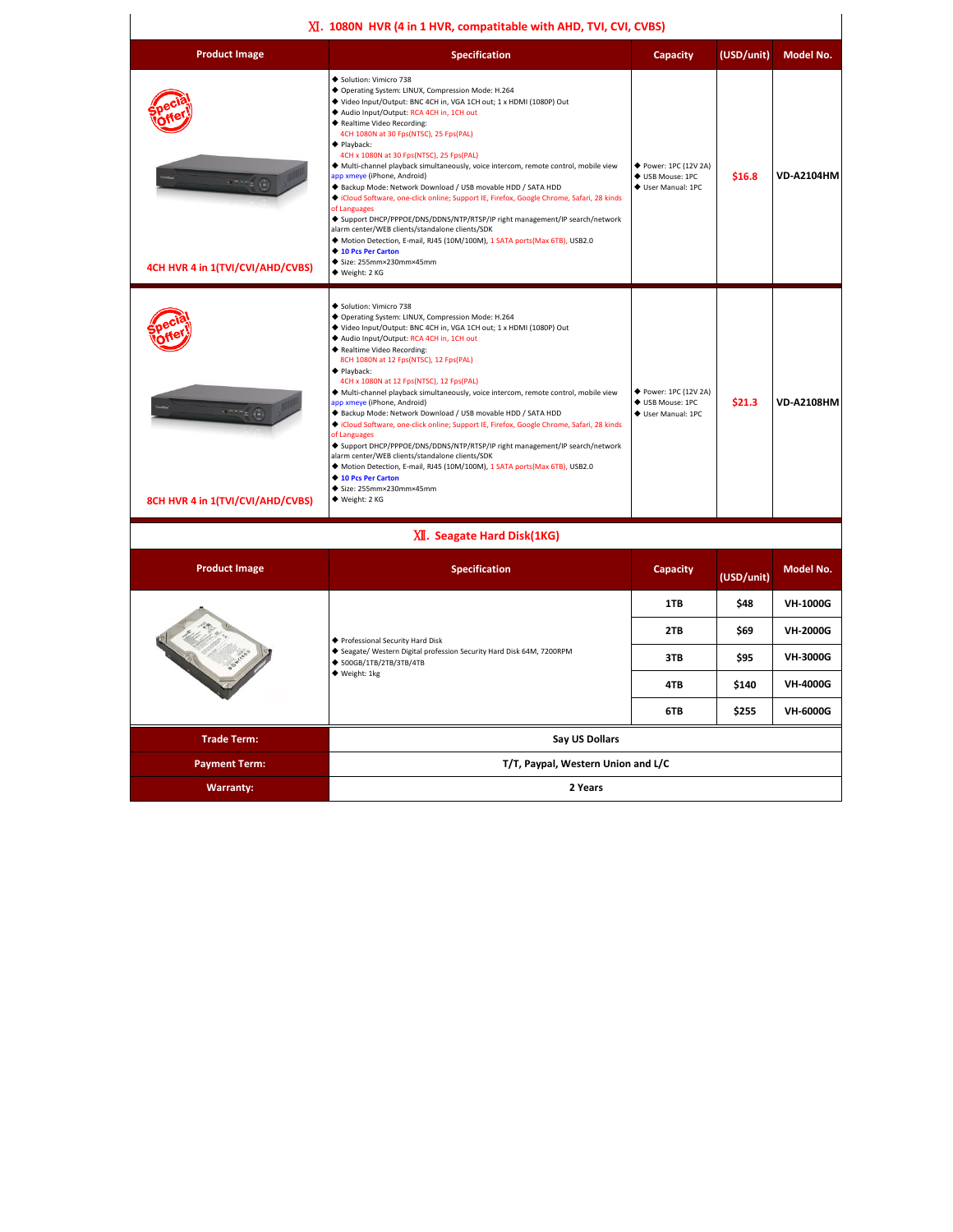## Ⅺ. 1080N HVR (4 in 1 HVR, compatitable with AHD, TVI, CVI, CVBS)

| Product Image | Specification | Capacity | (USD/unit) | Model No. |
|---|---|---|---|---|
| Special Offer! 4CH HVR 4 in 1(TVI/CVI/AHD/CVBS) | ◆ Solution: Vimicro 738<br>◆ Operating System: LINUX, Compression Mode: H.264<br>◆ Video Input/Output: BNC 4CH in, VGA 1CH out; 1 x HDMI (1080P) Out<br>◆ Audio Input/Output: RCA 4CH in, 1CH out<br>◆ Realtime Video Recording:<br>4CH 1080N at 30 Fps(NTSC), 25 Fps(PAL)<br>◆ Playback:<br>4CH x 1080N at 30 Fps(NTSC), 25 Fps(PAL)<br>◆ Multi-channel playback simultaneously, voice intercom, remote control, mobile view app xmeye (iPhone, Android)<br>◆ Backup Mode: Network Download / USB movable HDD / SATA HDD<br>◆ iCloud Software, one-click online; Support IE, Firefox, Google Chrome, Safari, 28 kinds of Languages<br>◆ Support DHCP/PPPOE/DNS/DDNS/NTP/RTSP/IP right management/IP search/network alarm center/WEB clients/standalone clients/SDK<br>◆ Motion Detection, E-mail, RJ45 (10M/100M), 1 SATA ports(Max 6TB), USB2.0<br>◆ 10 Pcs Per Carton<br>◆ Size: 255mm×230mm×45mm<br>◆ Weight: 2 KG | ◆ Power: 1PC (12V 2A)<br>◆ USB Mouse: 1PC<br>◆ User Manual: 1PC | $16.8 | VD-A2104HM |
| Special Offer! 8CH HVR 4 in 1(TVI/CVI/AHD/CVBS) | ◆ Solution: Vimicro 738<br>◆ Operating System: LINUX, Compression Mode: H.264<br>◆ Video Input/Output: BNC 4CH in, VGA 1CH out; 1 x HDMI (1080P) Out<br>◆ Audio Input/Output: RCA 4CH in, 1CH out<br>◆ Realtime Video Recording:<br>8CH 1080N at 12 Fps(NTSC), 12 Fps(PAL)<br>◆ Playback:<br>4CH x 1080N at 12 Fps(NTSC), 12 Fps(PAL)<br>◆ Multi-channel playback simultaneously, voice intercom, remote control, mobile view app xmeye (iPhone, Android)<br>◆ Backup Mode: Network Download / USB movable HDD / SATA HDD<br>◆ iCloud Software, one-click online; Support IE, Firefox, Google Chrome, Safari, 28 kinds of Languages<br>◆ Support DHCP/PPPOE/DNS/DDNS/NTP/RTSP/IP right management/IP search/network alarm center/WEB clients/standalone clients/SDK<br>◆ Motion Detection, E-mail, RJ45 (10M/100M), 1 SATA ports(Max 6TB), USB2.0<br>◆ 10 Pcs Per Carton<br>◆ Size: 255mm×230mm×45mm<br>◆ Weight: 2 KG | ◆ Power: 1PC (12V 2A)<br>◆ USB Mouse: 1PC<br>◆ User Manual: 1PC | $21.3 | VD-A2108HM |

## Ⅻ. Seagate Hard Disk(1KG)

| Product Image | Specification | Capacity | (USD/unit) | Model No. |
|---|---|---|---|---|
| | ◆ Professional Security Hard Disk<br>◆ Seagate/ Western Digital profession Security Hard Disk 64M, 7200RPM<br>◆ 500GB/1TB/2TB/3TB/4TB<br>◆ Weight: 1kg | 1TB | $48 | VH-1000G |
| | | 2TB | $69 | VH-2000G |
| | | 3TB | $95 | VH-3000G |
| | | 4TB | $140 | VH-4000G |
| | | 6TB | $255 | VH-6000G |

| | |
|---|---|
| Trade Term: | Say US Dollars |
| Payment Term: | T/T, Paypal, Western Union and L/C |
| Warranty: | 2 Years |